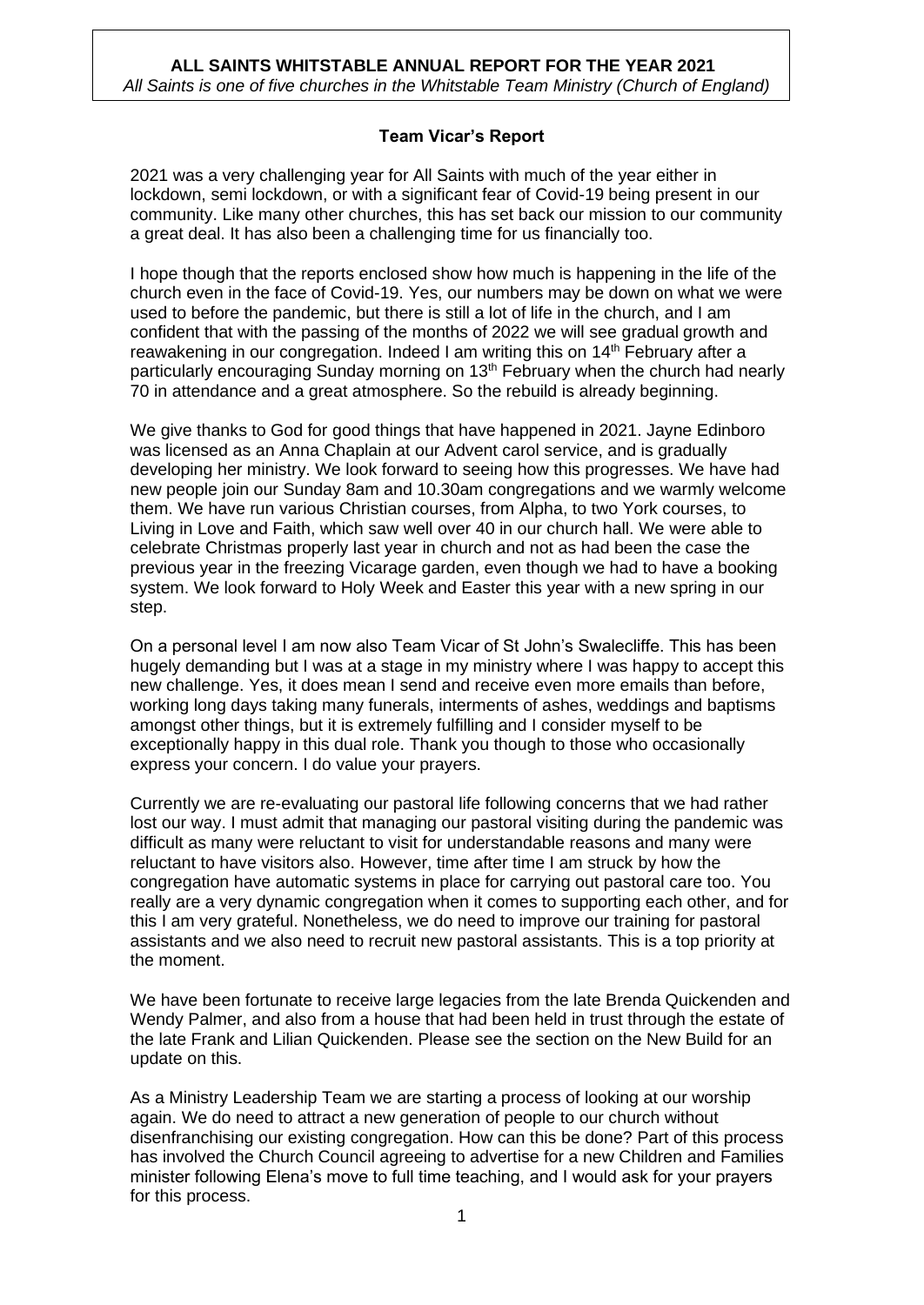# ALL SAINTS WHITSTABLE ANNUAL REPORT FOR THE YEAR 2021

*All Saints is one of five churches in the Whitstable Team Ministry (Church of England)*

## Team Vicar's Report

2021 was a very challenging year for All Saints with much of the year either in lockdown, semi lockdown, or with a significant fear of Covid-19 being present in our community. Like many other churches, this has set back our mission to our community a great deal. It has also been a challenging time for us financially too.

I hope though that the reports enclosed show how much is happening in the life of the church even in the face of Covid-19. Yes, our numbers may be down on what we were used to before the pandemic, but there is still a lot of life in the church, and I am confident that with the passing of the months of 2022 we will see gradual growth and reawakening in our congregation. Indeed I am writing this on 14th February after a particularly encouraging Sunday morning on 13th February when the church had nearly 70 in attendance and a great atmosphere. So the rebuild is already beginning.

We give thanks to God for good things that have happened in 2021. Jayne Edinboro was licensed as an Anna Chaplain at our Advent carol service, and is gradually developing her ministry. We look forward to seeing how this progresses. We have had new people join our Sunday 8am and 10.30am congregations and we warmly welcome them. We have run various Christian courses, from Alpha, to two York courses, to Living in Love and Faith, which saw well over 40 in our church hall. We were able to celebrate Christmas properly last year in church and not as had been the case the previous year in the freezing Vicarage garden, even though we had to have a booking system. We look forward to Holy Week and Easter this year with a new spring in our step.

On a personal level I am now also Team Vicar of St John's Swalecliffe. This has been hugely demanding but I was at a stage in my ministry where I was happy to accept this new challenge. Yes, it does mean I send and receive even more emails than before, working long days taking many funerals, interments of ashes, weddings and baptisms amongst other things, but it is extremely fulfilling and I consider myself to be exceptionally happy in this dual role. Thank you though to those who occasionally express your concern. I do value your prayers.

Currently we are re-evaluating our pastoral life following concerns that we had rather lost our way. I must admit that managing our pastoral visiting during the pandemic was difficult as many were reluctant to visit for understandable reasons and many were reluctant to have visitors also. However, time after time I am struck by how the congregation have automatic systems in place for carrying out pastoral care too. You really are a very dynamic congregation when it comes to supporting each other, and for this I am very grateful. Nonetheless, we do need to improve our training for pastoral assistants and we also need to recruit new pastoral assistants. This is a top priority at the moment.

We have been fortunate to receive large legacies from the late Brenda Quickenden and Wendy Palmer, and also from a house that had been held in trust through the estate of the late Frank and Lilian Quickenden. Please see the section on the New Build for an update on this.

As a Ministry Leadership Team we are starting a process of looking at our worship again. We do need to attract a new generation of people to our church without disenfranchising our existing congregation. How can this be done? Part of this process has involved the Church Council agreeing to advertise for a new Children and Families minister following Elena's move to full time teaching, and I would ask for your prayers for this process.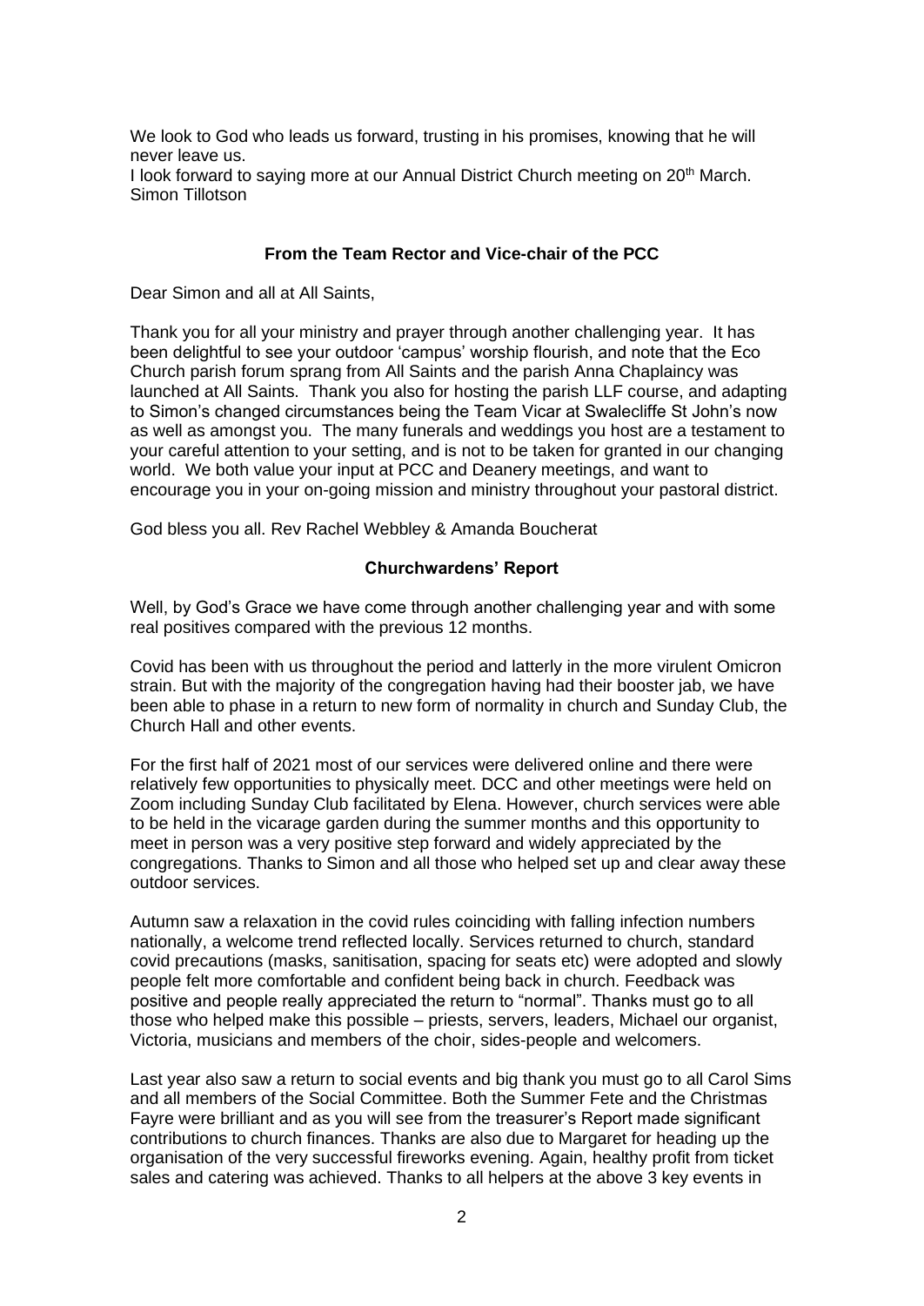We look to God who leads us forward, trusting in his promises, knowing that he will never leave us.
I look forward to saying more at our Annual District Church meeting on 20th March.
Simon Tillotson

### From the Team Rector and Vice-chair of the PCC

Dear Simon and all at All Saints,

Thank you for all your ministry and prayer through another challenging year. It has been delightful to see your outdoor 'campus' worship flourish, and note that the Eco Church parish forum sprang from All Saints and the parish Anna Chaplaincy was launched at All Saints. Thank you also for hosting the parish LLF course, and adapting to Simon's changed circumstances being the Team Vicar at Swalecliffe St John's now as well as amongst you. The many funerals and weddings you host are a testament to your careful attention to your setting, and is not to be taken for granted in our changing world. We both value your input at PCC and Deanery meetings, and want to encourage you in your on-going mission and ministry throughout your pastoral district.

God bless you all. Rev Rachel Webbley & Amanda Boucherat

### Churchwardens' Report

Well, by God's Grace we have come through another challenging year and with some real positives compared with the previous 12 months.

Covid has been with us throughout the period and latterly in the more virulent Omicron strain. But with the majority of the congregation having had their booster jab, we have been able to phase in a return to new form of normality in church and Sunday Club, the Church Hall and other events.

For the first half of 2021 most of our services were delivered online and there were relatively few opportunities to physically meet. DCC and other meetings were held on Zoom including Sunday Club facilitated by Elena. However, church services were able to be held in the vicarage garden during the summer months and this opportunity to meet in person was a very positive step forward and widely appreciated by the congregations. Thanks to Simon and all those who helped set up and clear away these outdoor services.

Autumn saw a relaxation in the covid rules coinciding with falling infection numbers nationally, a welcome trend reflected locally. Services returned to church, standard covid precautions (masks, sanitisation, spacing for seats etc) were adopted and slowly people felt more comfortable and confident being back in church. Feedback was positive and people really appreciated the return to "normal". Thanks must go to all those who helped make this possible – priests, servers, leaders, Michael our organist, Victoria, musicians and members of the choir, sides-people and welcomers.

Last year also saw a return to social events and big thank you must go to all Carol Sims and all members of the Social Committee. Both the Summer Fete and the Christmas Fayre were brilliant and as you will see from the treasurer's Report made significant contributions to church finances. Thanks are also due to Margaret for heading up the organisation of the very successful fireworks evening. Again, healthy profit from ticket sales and catering was achieved. Thanks to all helpers at the above 3 key events in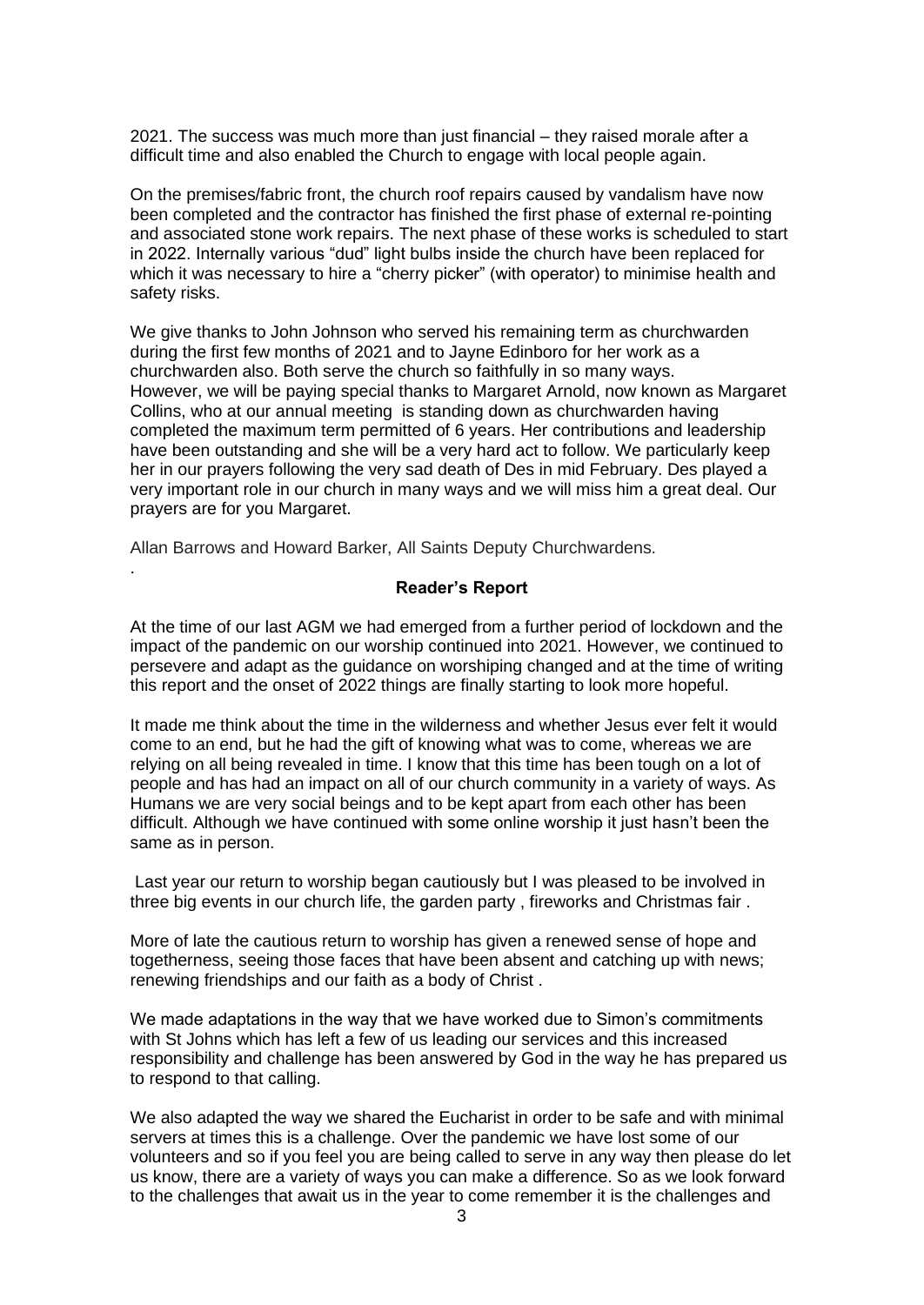2021. The success was much more than just financial – they raised morale after a difficult time and also enabled the Church to engage with local people again.

On the premises/fabric front, the church roof repairs caused by vandalism have now been completed and the contractor has finished the first phase of external re-pointing and associated stone work repairs. The next phase of these works is scheduled to start in 2022. Internally various "dud" light bulbs inside the church have been replaced for which it was necessary to hire a "cherry picker" (with operator) to minimise health and safety risks.

We give thanks to John Johnson who served his remaining term as churchwarden during the first few months of 2021 and to Jayne Edinboro for her work as a churchwarden also. Both serve the church so faithfully in so many ways.
However, we will be paying special thanks to Margaret Arnold, now known as Margaret Collins, who at our annual meeting is standing down as churchwarden having completed the maximum term permitted of 6 years. Her contributions and leadership have been outstanding and she will be a very hard act to follow. We particularly keep her in our prayers following the very sad death of Des in mid February. Des played a very important role in our church in many ways and we will miss him a great deal. Our prayers are for you Margaret.

Allan Barrows and Howard Barker, All Saints Deputy Churchwardens.

.

**Reader's Report**

At the time of our last AGM we had emerged from a further period of lockdown and the impact of the pandemic on our worship continued into 2021. However, we continued to persevere and adapt as the guidance on worshiping changed and at the time of writing this report and the onset of 2022 things are finally starting to look more hopeful.

It made me think about the time in the wilderness and whether Jesus ever felt it would come to an end, but he had the gift of knowing what was to come, whereas we are relying on all being revealed in time. I know that this time has been tough on a lot of people and has had an impact on all of our church community in a variety of ways. As Humans we are very social beings and to be kept apart from each other has been difficult. Although we have continued with some online worship it just hasn't been the same as in person.

Last year our return to worship began cautiously but I was pleased to be involved in three big events in our church life, the garden party , fireworks and Christmas fair .

More of late the cautious return to worship has given a renewed sense of hope and togetherness, seeing those faces that have been absent and catching up with news; renewing friendships and our faith as a body of Christ .

We made adaptations in the way that we have worked due to Simon's commitments with St Johns which has left a few of us leading our services and this increased responsibility and challenge has been answered by God in the way he has prepared us to respond to that calling.

We also adapted the way we shared the Eucharist in order to be safe and with minimal servers at times this is a challenge. Over the pandemic we have lost some of our volunteers and so if you feel you are being called to serve in any way then please do let us know, there are a variety of ways you can make a difference. So as we look forward to the challenges that await us in the year to come remember it is the challenges and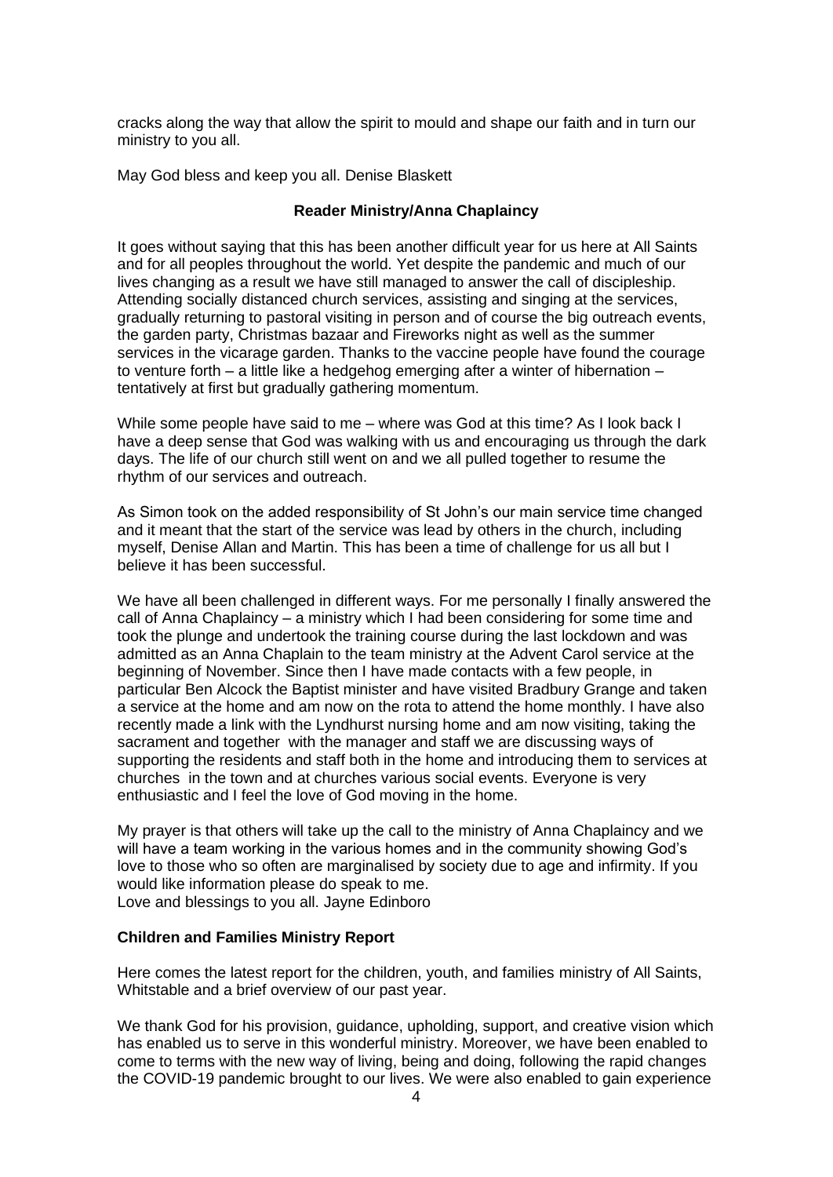cracks along the way that allow the spirit to mould and shape our faith and in turn our ministry to you all.

May God bless and keep you all. Denise Blaskett

**Reader Ministry/Anna Chaplaincy**

It goes without saying that this has been another difficult year for us here at All Saints and for all peoples throughout the world. Yet despite the pandemic and much of our lives changing as a result we have still managed to answer the call of discipleship. Attending socially distanced church services, assisting and singing at the services, gradually returning to pastoral visiting in person and of course the big outreach events, the garden party, Christmas bazaar and Fireworks night as well as the summer services in the vicarage garden. Thanks to the vaccine people have found the courage to venture forth – a little like a hedgehog emerging after a winter of hibernation – tentatively at first but gradually gathering momentum.

While some people have said to me – where was God at this time? As I look back I have a deep sense that God was walking with us and encouraging us through the dark days. The life of our church still went on and we all pulled together to resume the rhythm of our services and outreach.

As Simon took on the added responsibility of St John's our main service time changed and it meant that the start of the service was lead by others in the church, including myself, Denise Allan and Martin. This has been a time of challenge for us all but I believe it has been successful.

We have all been challenged in different ways. For me personally I finally answered the call of Anna Chaplaincy – a ministry which I had been considering for some time and took the plunge and undertook the training course during the last lockdown and was admitted as an Anna Chaplain to the team ministry at the Advent Carol service at the beginning of November. Since then I have made contacts with a few people, in particular Ben Alcock the Baptist minister and have visited Bradbury Grange and taken a service at the home and am now on the rota to attend the home monthly. I have also recently made a link with the Lyndhurst nursing home and am now visiting, taking the sacrament and together with the manager and staff we are discussing ways of supporting the residents and staff both in the home and introducing them to services at churches in the town and at churches various social events. Everyone is very enthusiastic and I feel the love of God moving in the home.

My prayer is that others will take up the call to the ministry of Anna Chaplaincy and we will have a team working in the various homes and in the community showing God's love to those who so often are marginalised by society due to age and infirmity. If you would like information please do speak to me.
Love and blessings to you all. Jayne Edinboro

**Children and Families Ministry Report**

Here comes the latest report for the children, youth, and families ministry of All Saints, Whitstable and a brief overview of our past year.

We thank God for his provision, guidance, upholding, support, and creative vision which has enabled us to serve in this wonderful ministry. Moreover, we have been enabled to come to terms with the new way of living, being and doing, following the rapid changes the COVID-19 pandemic brought to our lives. We were also enabled to gain experience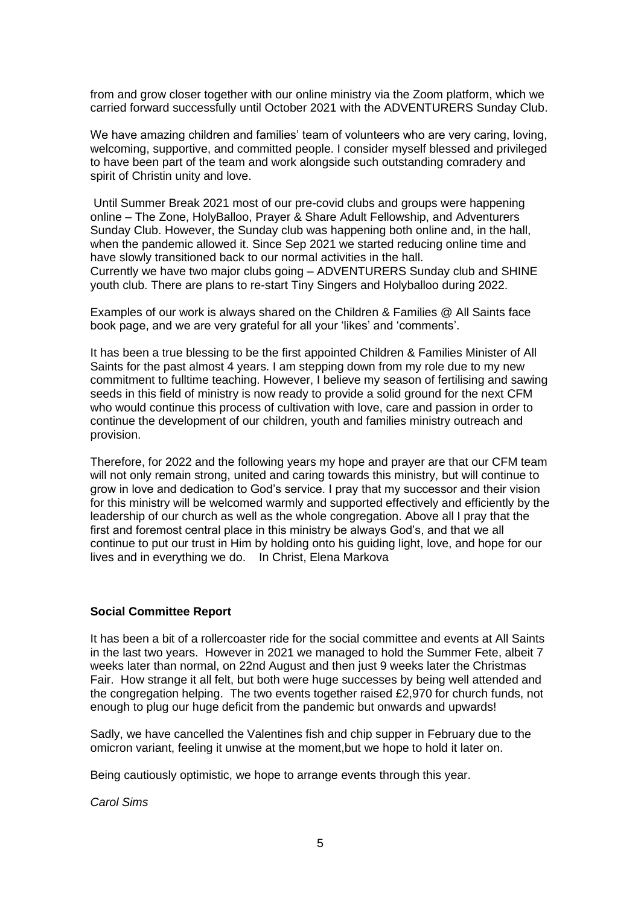from and grow closer together with our online ministry via the Zoom platform, which we carried forward successfully until October 2021 with the ADVENTURERS Sunday Club.

We have amazing children and families' team of volunteers who are very caring, loving, welcoming, supportive, and committed people. I consider myself blessed and privileged to have been part of the team and work alongside such outstanding comradery and spirit of Christin unity and love.

Until Summer Break 2021 most of our pre-covid clubs and groups were happening online – The Zone, HolyBalloo, Prayer & Share Adult Fellowship, and Adventurers Sunday Club. However, the Sunday club was happening both online and, in the hall, when the pandemic allowed it. Since Sep 2021 we started reducing online time and have slowly transitioned back to our normal activities in the hall.
Currently we have two major clubs going – ADVENTURERS Sunday club and SHINE youth club. There are plans to re-start Tiny Singers and Holyballoo during 2022.

Examples of our work is always shared on the Children & Families @ All Saints face book page, and we are very grateful for all your 'likes' and 'comments'.

It has been a true blessing to be the first appointed Children & Families Minister of All Saints for the past almost 4 years. I am stepping down from my role due to my new commitment to fulltime teaching. However, I believe my season of fertilising and sawing seeds in this field of ministry is now ready to provide a solid ground for the next CFM who would continue this process of cultivation with love, care and passion in order to continue the development of our children, youth and families ministry outreach and provision.

Therefore, for 2022 and the following years my hope and prayer are that our CFM team will not only remain strong, united and caring towards this ministry, but will continue to grow in love and dedication to God's service. I pray that my successor and their vision for this ministry will be welcomed warmly and supported effectively and efficiently by the leadership of our church as well as the whole congregation. Above all I pray that the first and foremost central place in this ministry be always God's, and that we all continue to put our trust in Him by holding onto his guiding light, love, and hope for our lives and in everything we do. In Christ, Elena Markova

**Social Committee Report**

It has been a bit of a rollercoaster ride for the social committee and events at All Saints in the last two years. However in 2021 we managed to hold the Summer Fete, albeit 7 weeks later than normal, on 22nd August and then just 9 weeks later the Christmas Fair. How strange it all felt, but both were huge successes by being well attended and the congregation helping. The two events together raised £2,970 for church funds, not enough to plug our huge deficit from the pandemic but onwards and upwards!

Sadly, we have cancelled the Valentines fish and chip supper in February due to the omicron variant, feeling it unwise at the moment,but we hope to hold it later on.

Being cautiously optimistic, we hope to arrange events through this year.

*Carol Sims*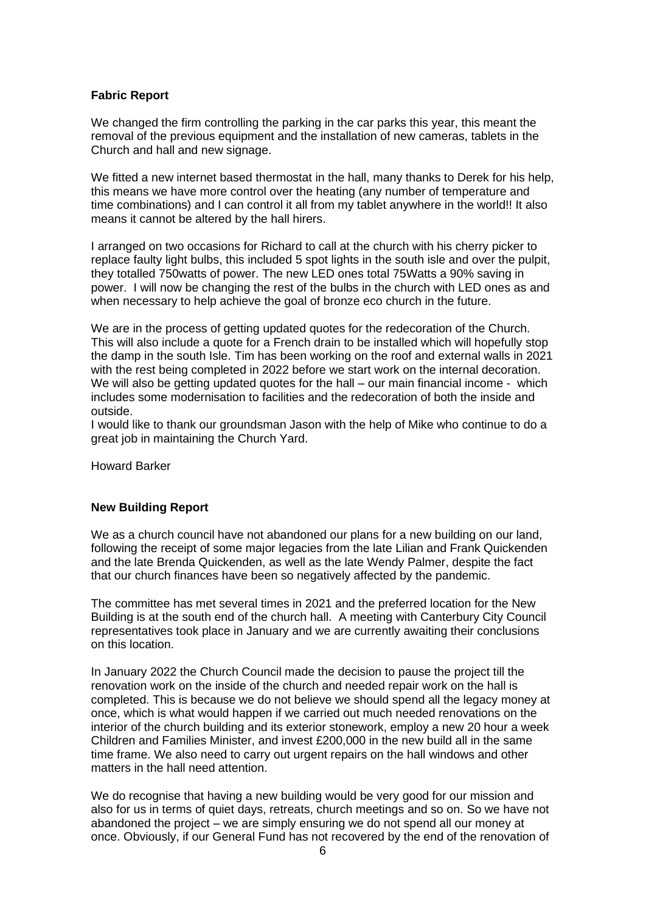**Fabric Report**

We changed the firm controlling the parking in the car parks this year, this meant the removal of the previous equipment and the installation of new cameras, tablets in the Church and hall and new signage.

We fitted a new internet based thermostat in the hall, many thanks to Derek for his help, this means we have more control over the heating (any number of temperature and time combinations) and I can control it all from my tablet anywhere in the world!! It also means it cannot be altered by the hall hirers.

I arranged on two occasions for Richard to call at the church with his cherry picker to replace faulty light bulbs, this included 5 spot lights in the south isle and over the pulpit, they totalled 750watts of power. The new LED ones total 75Watts a 90% saving in power. I will now be changing the rest of the bulbs in the church with LED ones as and when necessary to help achieve the goal of bronze eco church in the future.

We are in the process of getting updated quotes for the redecoration of the Church. This will also include a quote for a French drain to be installed which will hopefully stop the damp in the south Isle. Tim has been working on the roof and external walls in 2021 with the rest being completed in 2022 before we start work on the internal decoration. We will also be getting updated quotes for the hall – our main financial income - which includes some modernisation to facilities and the redecoration of both the inside and outside.
I would like to thank our groundsman Jason with the help of Mike who continue to do a great job in maintaining the Church Yard.

Howard Barker

**New Building Report**

We as a church council have not abandoned our plans for a new building on our land, following the receipt of some major legacies from the late Lilian and Frank Quickenden and the late Brenda Quickenden, as well as the late Wendy Palmer, despite the fact that our church finances have been so negatively affected by the pandemic.

The committee has met several times in 2021 and the preferred location for the New Building is at the south end of the church hall. A meeting with Canterbury City Council representatives took place in January and we are currently awaiting their conclusions on this location.

In January 2022 the Church Council made the decision to pause the project till the renovation work on the inside of the church and needed repair work on the hall is completed. This is because we do not believe we should spend all the legacy money at once, which is what would happen if we carried out much needed renovations on the interior of the church building and its exterior stonework, employ a new 20 hour a week Children and Families Minister, and invest £200,000 in the new build all in the same time frame. We also need to carry out urgent repairs on the hall windows and other matters in the hall need attention.

We do recognise that having a new building would be very good for our mission and also for us in terms of quiet days, retreats, church meetings and so on. So we have not abandoned the project – we are simply ensuring we do not spend all our money at once. Obviously, if our General Fund has not recovered by the end of the renovation of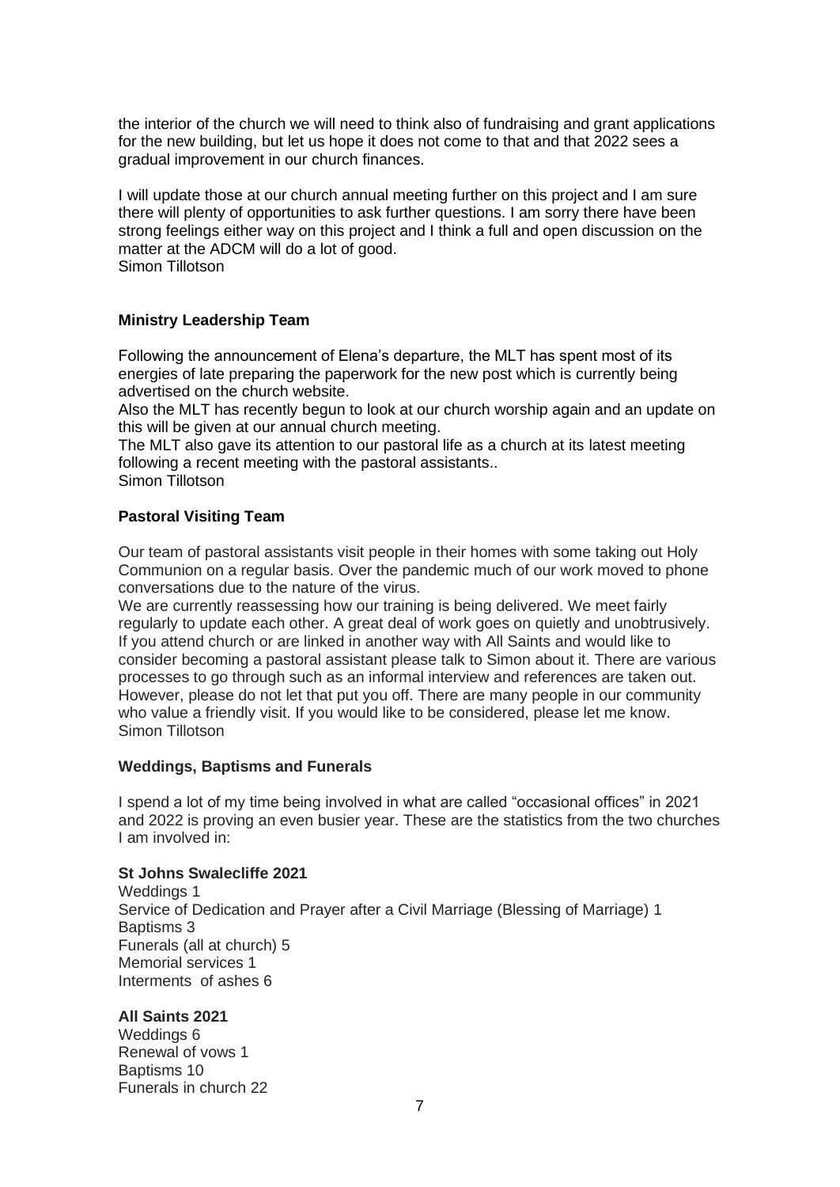the interior of the church we will need to think also of fundraising and grant applications for the new building, but let us hope it does not come to that and that 2022 sees a gradual improvement in our church finances.

I will update those at our church annual meeting further on this project and I am sure there will plenty of opportunities to ask further questions. I am sorry there have been strong feelings either way on this project and I think a full and open discussion on the matter at the ADCM will do a lot of good.
Simon Tillotson

### Ministry Leadership Team

Following the announcement of Elena's departure, the MLT has spent most of its energies of late preparing the paperwork for the new post which is currently being advertised on the church website.
Also the MLT has recently begun to look at our church worship again and an update on this will be given at our annual church meeting.
The MLT also gave its attention to our pastoral life as a church at its latest meeting following a recent meeting with the pastoral assistants..
Simon Tillotson

### Pastoral Visiting Team

Our team of pastoral assistants visit people in their homes with some taking out Holy Communion on a regular basis. Over the pandemic much of our work moved to phone conversations due to the nature of the virus.
We are currently reassessing how our training is being delivered. We meet fairly regularly to update each other. A great deal of work goes on quietly and unobtrusively. If you attend church or are linked in another way with All Saints and would like to consider becoming a pastoral assistant please talk to Simon about it. There are various processes to go through such as an informal interview and references are taken out. However, please do not let that put you off. There are many people in our community who value a friendly visit. If you would like to be considered, please let me know.
Simon Tillotson

### Weddings, Baptisms and Funerals

I spend a lot of my time being involved in what are called "occasional offices" in 2021 and 2022 is proving an even busier year. These are the statistics from the two churches I am involved in:

**St Johns Swalecliffe 2021**
Weddings 1
Service of Dedication and Prayer after a Civil Marriage (Blessing of Marriage) 1
Baptisms 3
Funerals (all at church) 5
Memorial services 1
Interments of ashes 6

**All Saints 2021**
Weddings 6
Renewal of vows 1
Baptisms 10
Funerals in church 22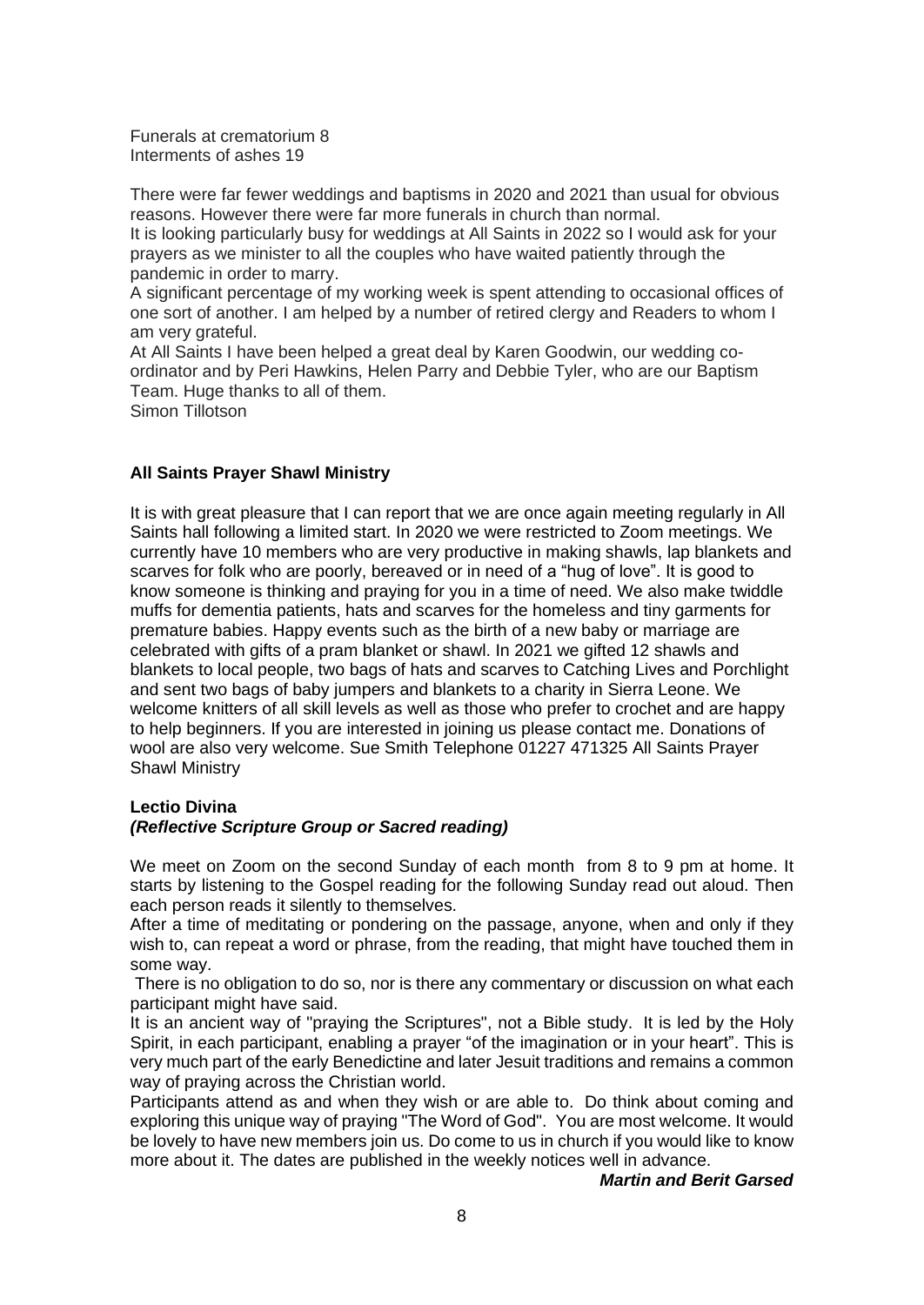Funerals at crematorium 8
Interments of ashes 19

There were far fewer weddings and baptisms in 2020 and 2021 than usual for obvious reasons. However there were far more funerals in church than normal.

It is looking particularly busy for weddings at All Saints in 2022 so I would ask for your prayers as we minister to all the couples who have waited patiently through the pandemic in order to marry.

A significant percentage of my working week is spent attending to occasional offices of one sort of another. I am helped by a number of retired clergy and Readers to whom I am very grateful.

At All Saints I have been helped a great deal by Karen Goodwin, our wedding co-ordinator and by Peri Hawkins, Helen Parry and Debbie Tyler, who are our Baptism Team. Huge thanks to all of them.

Simon Tillotson

## All Saints Prayer Shawl Ministry

It is with great pleasure that I can report that we are once again meeting regularly in All Saints hall following a limited start. In 2020 we were restricted to Zoom meetings. We currently have 10 members who are very productive in making shawls, lap blankets and scarves for folk who are poorly, bereaved or in need of a "hug of love". It is good to know someone is thinking and praying for you in a time of need. We also make twiddle muffs for dementia patients, hats and scarves for the homeless and tiny garments for premature babies. Happy events such as the birth of a new baby or marriage are celebrated with gifts of a pram blanket or shawl. In 2021 we gifted 12 shawls and blankets to local people, two bags of hats and scarves to Catching Lives and Porchlight and sent two bags of baby jumpers and blankets to a charity in Sierra Leone. We welcome knitters of all skill levels as well as those who prefer to crochet and are happy to help beginners. If you are interested in joining us please contact me. Donations of wool are also very welcome. Sue Smith Telephone 01227 471325 All Saints Prayer Shawl Ministry

## Lectio Divina
### *(Reflective Scripture Group or Sacred reading)*

We meet on Zoom on the second Sunday of each month from 8 to 9 pm at home. It starts by listening to the Gospel reading for the following Sunday read out aloud. Then each person reads it silently to themselves.

After a time of meditating or pondering on the passage, anyone, when and only if they wish to, can repeat a word or phrase, from the reading, that might have touched them in some way.

There is no obligation to do so, nor is there any commentary or discussion on what each participant might have said.

It is an ancient way of "praying the Scriptures", not a Bible study. It is led by the Holy Spirit, in each participant, enabling a prayer "of the imagination or in your heart". This is very much part of the early Benedictine and later Jesuit traditions and remains a common way of praying across the Christian world.

Participants attend as and when they wish or are able to. Do think about coming and exploring this unique way of praying "The Word of God". You are most welcome. It would be lovely to have new members join us. Do come to us in church if you would like to know more about it. The dates are published in the weekly notices well in advance.

***Martin and Berit Garsed***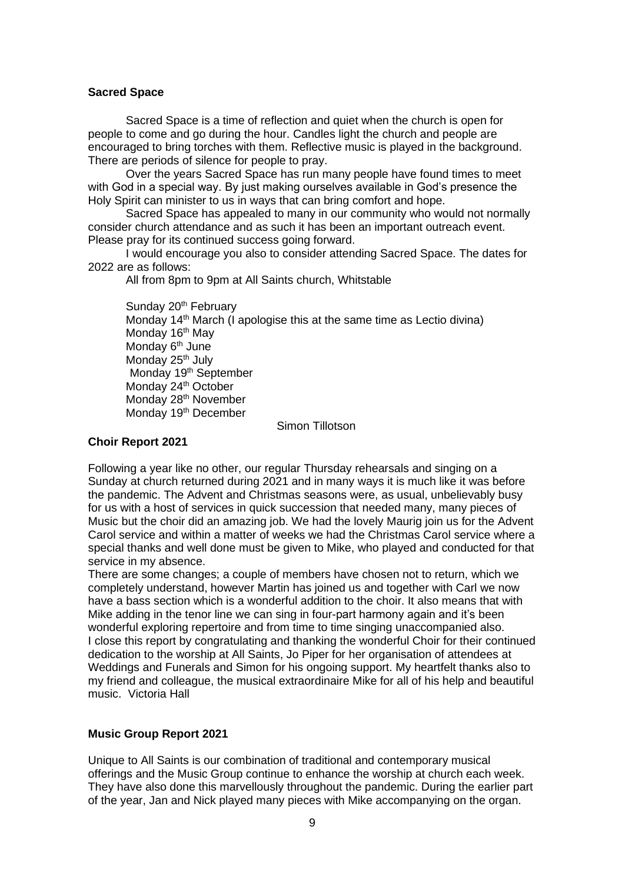**Sacred Space**

Sacred Space is a time of reflection and quiet when the church is open for people to come and go during the hour. Candles light the church and people are encouraged to bring torches with them. Reflective music is played in the background. There are periods of silence for people to pray.

Over the years Sacred Space has run many people have found times to meet with God in a special way. By just making ourselves available in God's presence the Holy Spirit can minister to us in ways that can bring comfort and hope.

Sacred Space has appealed to many in our community who would not normally consider church attendance and as such it has been an important outreach event. Please pray for its continued success going forward.

I would encourage you also to consider attending Sacred Space. The dates for 2022 are as follows:

All from 8pm to 9pm at All Saints church, Whitstable

Sunday 20th February
Monday 14th March (I apologise this at the same time as Lectio divina)
Monday 16th May
Monday 6th June
Monday 25th July
Monday 19th September
Monday 24th October
Monday 28th November
Monday 19th December

Simon Tillotson

**Choir Report 2021**

Following a year like no other, our regular Thursday rehearsals and singing on a Sunday at church returned during 2021 and in many ways it is much like it was before the pandemic. The Advent and Christmas seasons were, as usual, unbelievably busy for us with a host of services in quick succession that needed many, many pieces of Music but the choir did an amazing job. We had the lovely Maurig join us for the Advent Carol service and within a matter of weeks we had the Christmas Carol service where a special thanks and well done must be given to Mike, who played and conducted for that service in my absence.

There are some changes; a couple of members have chosen not to return, which we completely understand, however Martin has joined us and together with Carl we now have a bass section which is a wonderful addition to the choir. It also means that with Mike adding in the tenor line we can sing in four-part harmony again and it's been wonderful exploring repertoire and from time to time singing unaccompanied also.

I close this report by congratulating and thanking the wonderful Choir for their continued dedication to the worship at All Saints, Jo Piper for her organisation of attendees at Weddings and Funerals and Simon for his ongoing support. My heartfelt thanks also to my friend and colleague, the musical extraordinaire Mike for all of his help and beautiful music. Victoria Hall

**Music Group Report 2021**

Unique to All Saints is our combination of traditional and contemporary musical offerings and the Music Group continue to enhance the worship at church each week. They have also done this marvellously throughout the pandemic. During the earlier part of the year, Jan and Nick played many pieces with Mike accompanying on the organ.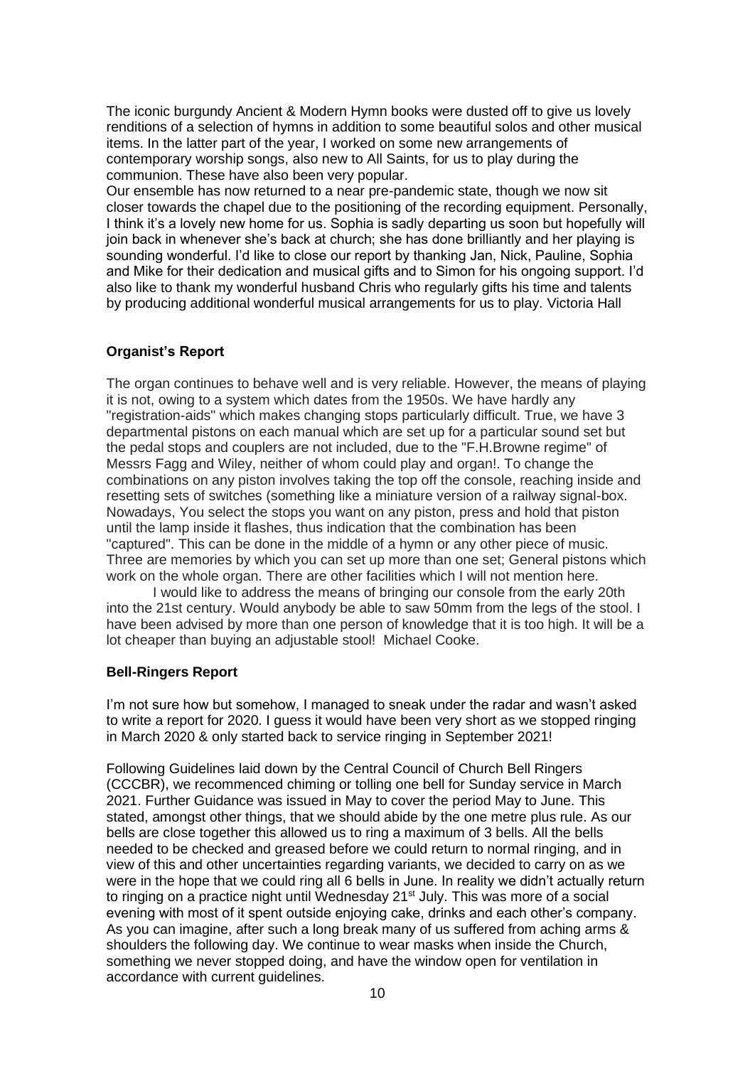The iconic burgundy Ancient & Modern Hymn books were dusted off to give us lovely renditions of a selection of hymns in addition to some beautiful solos and other musical items. In the latter part of the year, I worked on some new arrangements of contemporary worship songs, also new to All Saints, for us to play during the communion. These have also been very popular.

Our ensemble has now returned to a near pre-pandemic state, though we now sit closer towards the chapel due to the positioning of the recording equipment. Personally, I think it's a lovely new home for us. Sophia is sadly departing us soon but hopefully will join back in whenever she's back at church; she has done brilliantly and her playing is sounding wonderful. I'd like to close our report by thanking Jan, Nick, Pauline, Sophia and Mike for their dedication and musical gifts and to Simon for his ongoing support. I'd also like to thank my wonderful husband Chris who regularly gifts his time and talents by producing additional wonderful musical arrangements for us to play. Victoria Hall

### Organist's Report

The organ continues to behave well and is very reliable. However, the means of playing it is not, owing to a system which dates from the 1950s. We have hardly any "registration-aids" which makes changing stops particularly difficult. True, we have 3 departmental pistons on each manual which are set up for a particular sound set but the pedal stops and couplers are not included, due to the "F.H.Browne regime" of Messrs Fagg and Wiley, neither of whom could play and organ!. To change the combinations on any piston involves taking the top off the console, reaching inside and resetting sets of switches (something like a miniature version of a railway signal-box. Nowadays, You select the stops you want on any piston, press and hold that piston until the lamp inside it flashes, thus indication that the combination has been "captured". This can be done in the middle of a hymn or any other piece of music. Three are memories by which you can set up more than one set; General pistons which work on the whole organ. There are other facilities which I will not mention here.

I would like to address the means of bringing our console from the early 20th into the 21st century. Would anybody be able to saw 50mm from the legs of the stool. I have been advised by more than one person of knowledge that it is too high. It will be a lot cheaper than buying an adjustable stool! Michael Cooke.

### Bell-Ringers Report

I'm not sure how but somehow, I managed to sneak under the radar and wasn't asked to write a report for 2020. I guess it would have been very short as we stopped ringing in March 2020 & only started back to service ringing in September 2021!

Following Guidelines laid down by the Central Council of Church Bell Ringers (CCCBR), we recommenced chiming or tolling one bell for Sunday service in March 2021. Further Guidance was issued in May to cover the period May to June. This stated, amongst other things, that we should abide by the one metre plus rule. As our bells are close together this allowed us to ring a maximum of 3 bells. All the bells needed to be checked and greased before we could return to normal ringing, and in view of this and other uncertainties regarding variants, we decided to carry on as we were in the hope that we could ring all 6 bells in June. In reality we didn't actually return to ringing on a practice night until Wednesday 21st July. This was more of a social evening with most of it spent outside enjoying cake, drinks and each other's company. As you can imagine, after such a long break many of us suffered from aching arms & shoulders the following day. We continue to wear masks when inside the Church, something we never stopped doing, and have the window open for ventilation in accordance with current guidelines.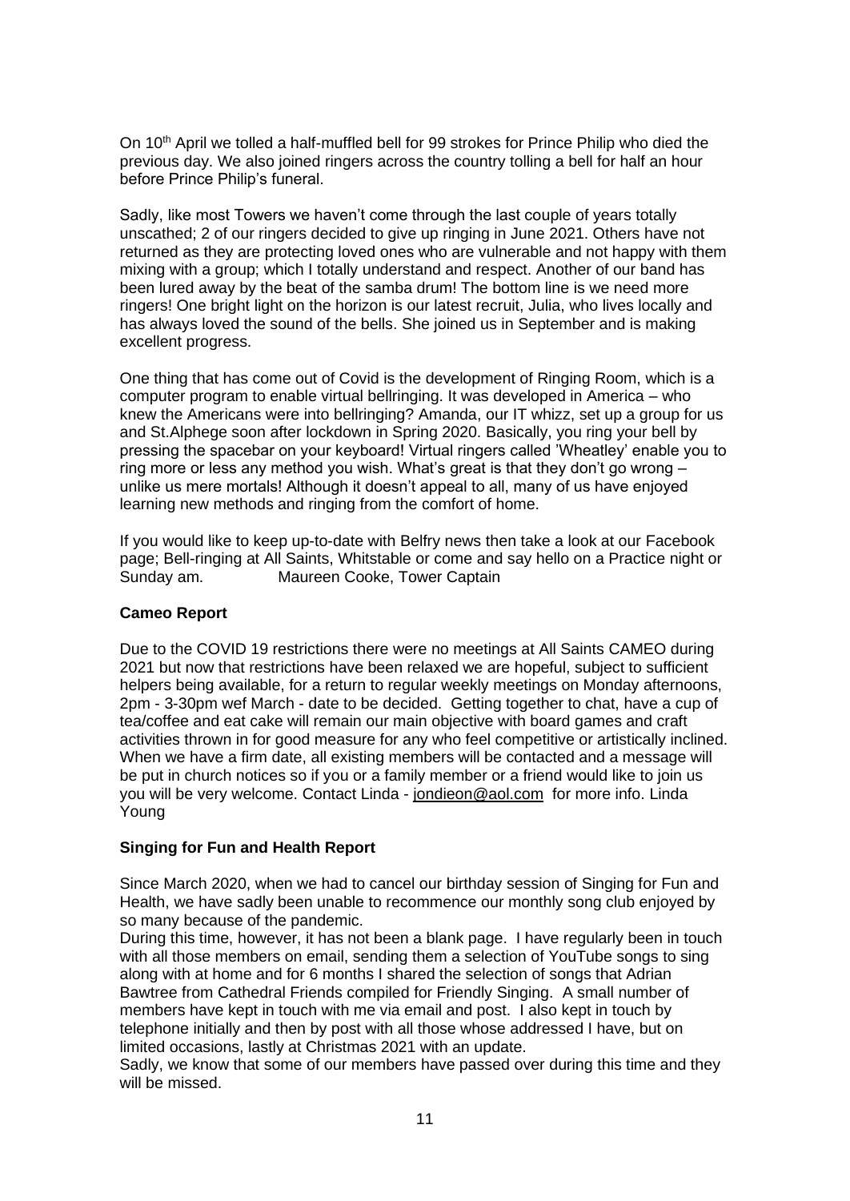On 10th April we tolled a half-muffled bell for 99 strokes for Prince Philip who died the previous day. We also joined ringers across the country tolling a bell for half an hour before Prince Philip's funeral.

Sadly, like most Towers we haven't come through the last couple of years totally unscathed; 2 of our ringers decided to give up ringing in June 2021. Others have not returned as they are protecting loved ones who are vulnerable and not happy with them mixing with a group; which I totally understand and respect. Another of our band has been lured away by the beat of the samba drum! The bottom line is we need more ringers! One bright light on the horizon is our latest recruit, Julia, who lives locally and has always loved the sound of the bells. She joined us in September and is making excellent progress.

One thing that has come out of Covid is the development of Ringing Room, which is a computer program to enable virtual bellringing. It was developed in America – who knew the Americans were into bellringing? Amanda, our IT whizz, set up a group for us and St.Alphege soon after lockdown in Spring 2020. Basically, you ring your bell by pressing the spacebar on your keyboard! Virtual ringers called 'Wheatley' enable you to ring more or less any method you wish. What's great is that they don't go wrong – unlike us mere mortals! Although it doesn't appeal to all, many of us have enjoyed learning new methods and ringing from the comfort of home.

If you would like to keep up-to-date with Belfry news then take a look at our Facebook page; Bell-ringing at All Saints, Whitstable or come and say hello on a Practice night or Sunday am. Maureen Cooke, Tower Captain

**Cameo Report**

Due to the COVID 19 restrictions there were no meetings at All Saints CAMEO during 2021 but now that restrictions have been relaxed we are hopeful, subject to sufficient helpers being available, for a return to regular weekly meetings on Monday afternoons, 2pm - 3-30pm wef March - date to be decided. Getting together to chat, have a cup of tea/coffee and eat cake will remain our main objective with board games and craft activities thrown in for good measure for any who feel competitive or artistically inclined. When we have a firm date, all existing members will be contacted and a message will be put in church notices so if you or a family member or a friend would like to join us you will be very welcome. Contact Linda - jondieon@aol.com for more info. Linda Young

**Singing for Fun and Health Report**

Since March 2020, when we had to cancel our birthday session of Singing for Fun and Health, we have sadly been unable to recommence our monthly song club enjoyed by so many because of the pandemic.

During this time, however, it has not been a blank page. I have regularly been in touch with all those members on email, sending them a selection of YouTube songs to sing along with at home and for 6 months I shared the selection of songs that Adrian Bawtree from Cathedral Friends compiled for Friendly Singing. A small number of members have kept in touch with me via email and post. I also kept in touch by telephone initially and then by post with all those whose addressed I have, but on limited occasions, lastly at Christmas 2021 with an update.

Sadly, we know that some of our members have passed over during this time and they will be missed.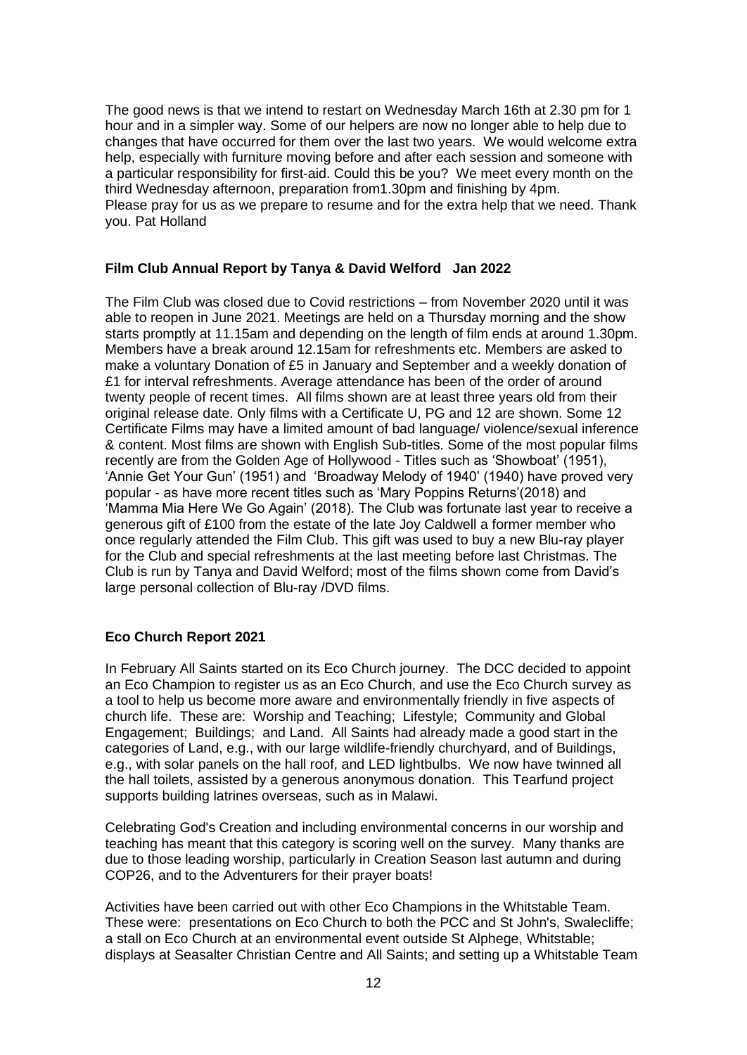The good news is that we intend to restart on Wednesday March 16th at 2.30 pm for 1 hour and in a simpler way. Some of our helpers are now no longer able to help due to changes that have occurred for them over the last two years. We would welcome extra help, especially with furniture moving before and after each session and someone with a particular responsibility for first-aid. Could this be you? We meet every month on the third Wednesday afternoon, preparation from1.30pm and finishing by 4pm.
Please pray for us as we prepare to resume and for the extra help that we need. Thank you. Pat Holland

## Film Club Annual Report by Tanya & David Welford Jan 2022

The Film Club was closed due to Covid restrictions – from November 2020 until it was able to reopen in June 2021. Meetings are held on a Thursday morning and the show starts promptly at 11.15am and depending on the length of film ends at around 1.30pm. Members have a break around 12.15am for refreshments etc. Members are asked to make a voluntary Donation of £5 in January and September and a weekly donation of £1 for interval refreshments. Average attendance has been of the order of around twenty people of recent times. All films shown are at least three years old from their original release date. Only films with a Certificate U, PG and 12 are shown. Some 12 Certificate Films may have a limited amount of bad language/ violence/sexual inference & content. Most films are shown with English Sub-titles. Some of the most popular films recently are from the Golden Age of Hollywood - Titles such as 'Showboat' (1951), 'Annie Get Your Gun' (1951) and 'Broadway Melody of 1940' (1940) have proved very popular - as have more recent titles such as 'Mary Poppins Returns'(2018) and 'Mamma Mia Here We Go Again' (2018). The Club was fortunate last year to receive a generous gift of £100 from the estate of the late Joy Caldwell a former member who once regularly attended the Film Club. This gift was used to buy a new Blu-ray player for the Club and special refreshments at the last meeting before last Christmas. The Club is run by Tanya and David Welford; most of the films shown come from David's large personal collection of Blu-ray /DVD films.

## Eco Church Report 2021

In February All Saints started on its Eco Church journey. The DCC decided to appoint an Eco Champion to register us as an Eco Church, and use the Eco Church survey as a tool to help us become more aware and environmentally friendly in five aspects of church life. These are: Worship and Teaching; Lifestyle; Community and Global Engagement; Buildings; and Land. All Saints had already made a good start in the categories of Land, e.g., with our large wildlife-friendly churchyard, and of Buildings, e.g., with solar panels on the hall roof, and LED lightbulbs. We now have twinned all the hall toilets, assisted by a generous anonymous donation. This Tearfund project supports building latrines overseas, such as in Malawi.

Celebrating God's Creation and including environmental concerns in our worship and teaching has meant that this category is scoring well on the survey. Many thanks are due to those leading worship, particularly in Creation Season last autumn and during COP26, and to the Adventurers for their prayer boats!

Activities have been carried out with other Eco Champions in the Whitstable Team. These were: presentations on Eco Church to both the PCC and St John's, Swalecliffe; a stall on Eco Church at an environmental event outside St Alphege, Whitstable; displays at Seasalter Christian Centre and All Saints; and setting up a Whitstable Team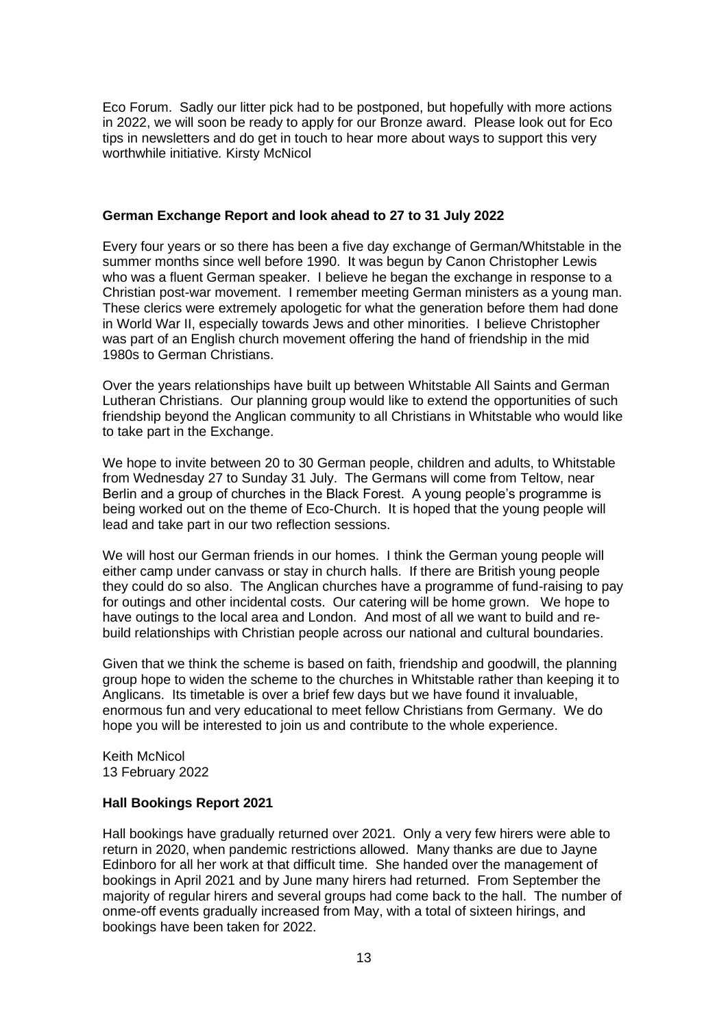Eco Forum. Sadly our litter pick had to be postponed, but hopefully with more actions in 2022, we will soon be ready to apply for our Bronze award. Please look out for Eco tips in newsletters and do get in touch to hear more about ways to support this very worthwhile initiative. Kirsty McNicol

**German Exchange Report and look ahead to 27 to 31 July 2022**

Every four years or so there has been a five day exchange of German/Whitstable in the summer months since well before 1990. It was begun by Canon Christopher Lewis who was a fluent German speaker. I believe he began the exchange in response to a Christian post-war movement. I remember meeting German ministers as a young man. These clerics were extremely apologetic for what the generation before them had done in World War II, especially towards Jews and other minorities. I believe Christopher was part of an English church movement offering the hand of friendship in the mid 1980s to German Christians.

Over the years relationships have built up between Whitstable All Saints and German Lutheran Christians. Our planning group would like to extend the opportunities of such friendship beyond the Anglican community to all Christians in Whitstable who would like to take part in the Exchange.

We hope to invite between 20 to 30 German people, children and adults, to Whitstable from Wednesday 27 to Sunday 31 July. The Germans will come from Teltow, near Berlin and a group of churches in the Black Forest. A young people's programme is being worked out on the theme of Eco-Church. It is hoped that the young people will lead and take part in our two reflection sessions.

We will host our German friends in our homes. I think the German young people will either camp under canvass or stay in church halls. If there are British young people they could do so also. The Anglican churches have a programme of fund-raising to pay for outings and other incidental costs. Our catering will be home grown. We hope to have outings to the local area and London. And most of all we want to build and re-build relationships with Christian people across our national and cultural boundaries.

Given that we think the scheme is based on faith, friendship and goodwill, the planning group hope to widen the scheme to the churches in Whitstable rather than keeping it to Anglicans. Its timetable is over a brief few days but we have found it invaluable, enormous fun and very educational to meet fellow Christians from Germany. We do hope you will be interested to join us and contribute to the whole experience.

Keith McNicol
13 February 2022

**Hall Bookings Report 2021**

Hall bookings have gradually returned over 2021. Only a very few hirers were able to return in 2020, when pandemic restrictions allowed. Many thanks are due to Jayne Edinboro for all her work at that difficult time. She handed over the management of bookings in April 2021 and by June many hirers had returned. From September the majority of regular hirers and several groups had come back to the hall. The number of onme-off events gradually increased from May, with a total of sixteen hirings, and bookings have been taken for 2022.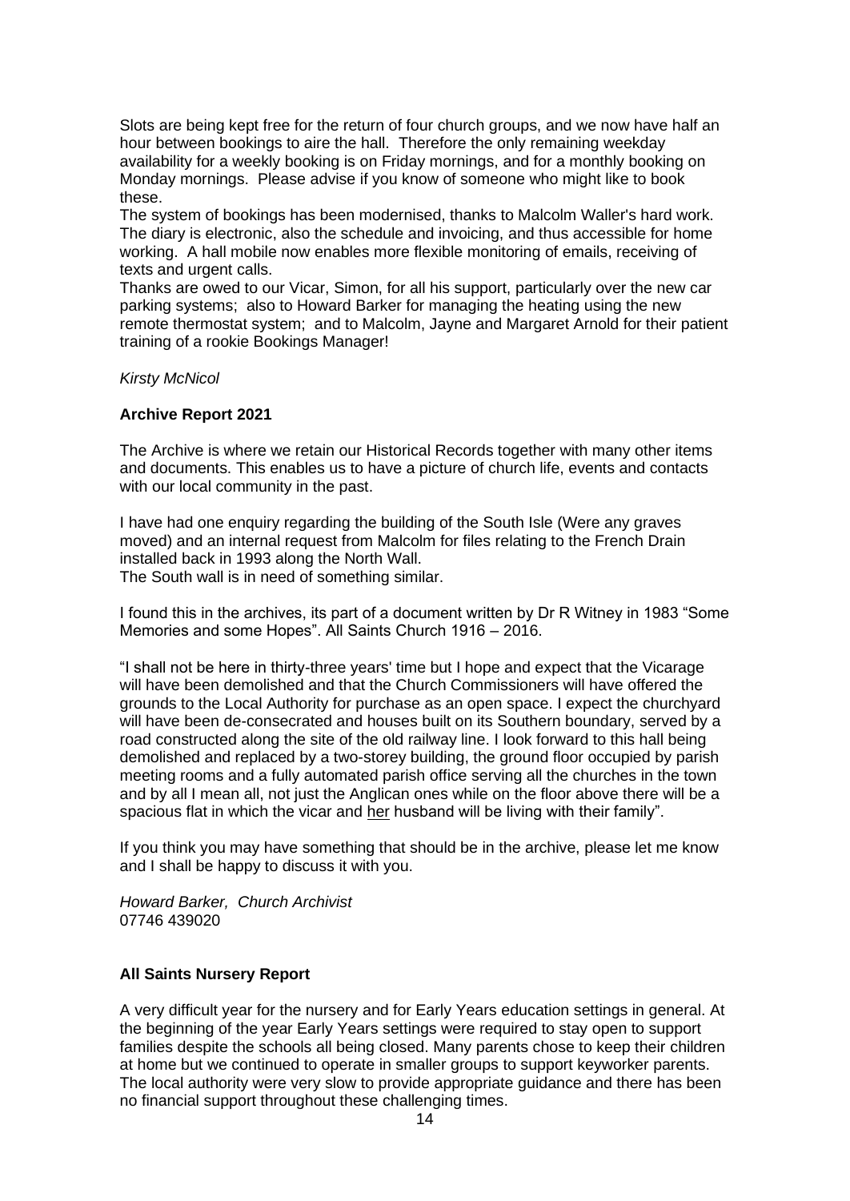Slots are being kept free for the return of four church groups, and we now have half an hour between bookings to aire the hall. Therefore the only remaining weekday availability for a weekly booking is on Friday mornings, and for a monthly booking on Monday mornings. Please advise if you know of someone who might like to book these.

The system of bookings has been modernised, thanks to Malcolm Waller's hard work. The diary is electronic, also the schedule and invoicing, and thus accessible for home working. A hall mobile now enables more flexible monitoring of emails, receiving of texts and urgent calls.

Thanks are owed to our Vicar, Simon, for all his support, particularly over the new car parking systems; also to Howard Barker for managing the heating using the new remote thermostat system; and to Malcolm, Jayne and Margaret Arnold for their patient training of a rookie Bookings Manager!

*Kirsty McNicol*

**Archive Report 2021**

The Archive is where we retain our Historical Records together with many other items and documents. This enables us to have a picture of church life, events and contacts with our local community in the past.

I have had one enquiry regarding the building of the South Isle (Were any graves moved) and an internal request from Malcolm for files relating to the French Drain installed back in 1993 along the North Wall.
The South wall is in need of something similar.

I found this in the archives, its part of a document written by Dr R Witney in 1983 "Some Memories and some Hopes". All Saints Church 1916 – 2016.

"I shall not be here in thirty-three years' time but I hope and expect that the Vicarage will have been demolished and that the Church Commissioners will have offered the grounds to the Local Authority for purchase as an open space. I expect the churchyard will have been de-consecrated and houses built on its Southern boundary, served by a road constructed along the site of the old railway line. I look forward to this hall being demolished and replaced by a two-storey building, the ground floor occupied by parish meeting rooms and a fully automated parish office serving all the churches in the town and by all I mean all, not just the Anglican ones while on the floor above there will be a spacious flat in which the vicar and <u>her</u> husband will be living with their family".

If you think you may have something that should be in the archive, please let me know and I shall be happy to discuss it with you.

*Howard Barker, Church Archivist*
07746 439020

**All Saints Nursery Report**

A very difficult year for the nursery and for Early Years education settings in general. At the beginning of the year Early Years settings were required to stay open to support families despite the schools all being closed. Many parents chose to keep their children at home but we continued to operate in smaller groups to support keyworker parents. The local authority were very slow to provide appropriate guidance and there has been no financial support throughout these challenging times.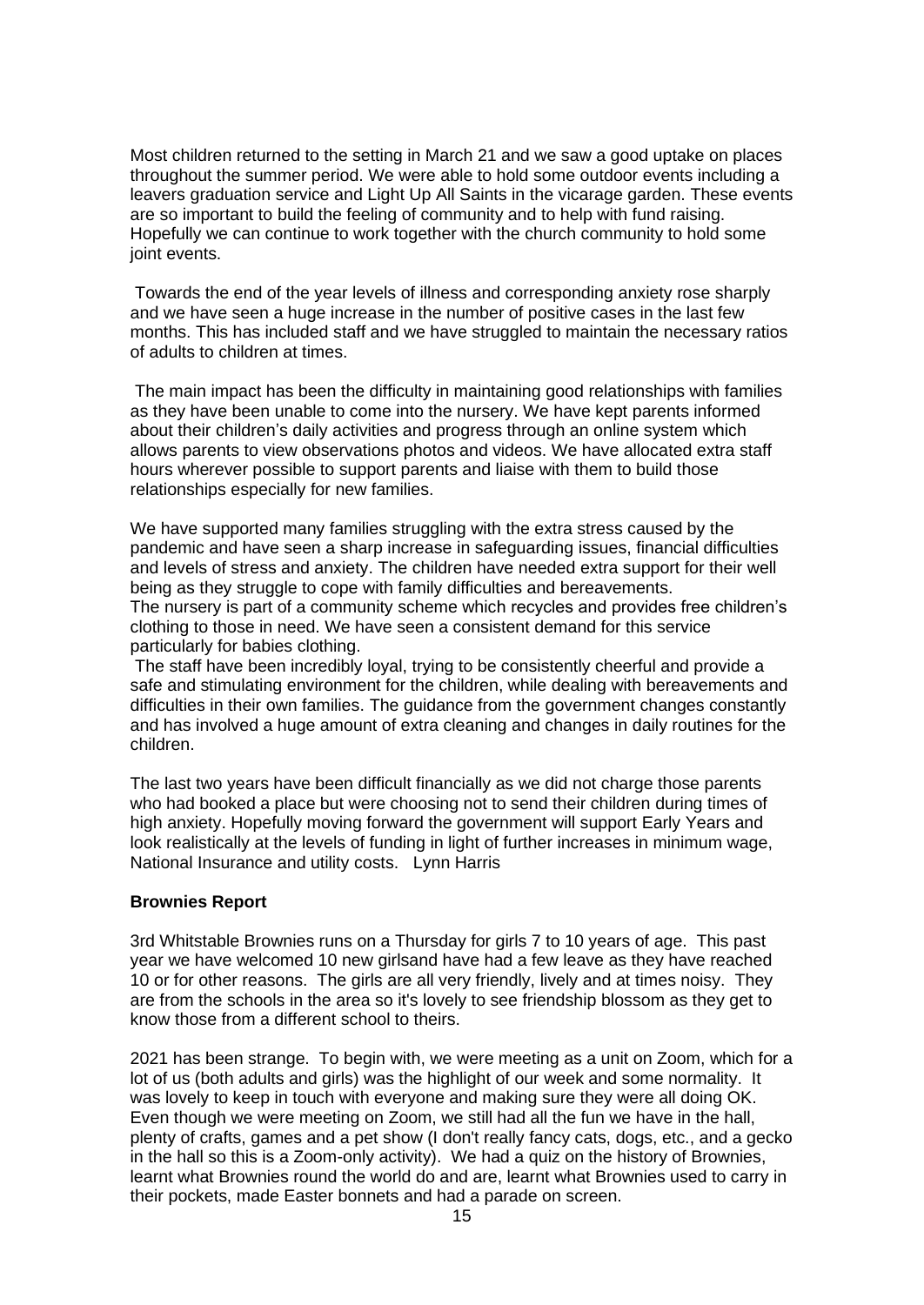Most children returned to the setting in March 21 and we saw a good uptake on places throughout the summer period. We were able to hold some outdoor events including a leavers graduation service and Light Up All Saints in the vicarage garden. These events are so important to build the feeling of community and to help with fund raising. Hopefully we can continue to work together with the church community to hold some joint events.

Towards the end of the year levels of illness and corresponding anxiety rose sharply and we have seen a huge increase in the number of positive cases in the last few months. This has included staff and we have struggled to maintain the necessary ratios of adults to children at times.

The main impact has been the difficulty in maintaining good relationships with families as they have been unable to come into the nursery. We have kept parents informed about their children's daily activities and progress through an online system which allows parents to view observations photos and videos. We have allocated extra staff hours wherever possible to support parents and liaise with them to build those relationships especially for new families.

We have supported many families struggling with the extra stress caused by the pandemic and have seen a sharp increase in safeguarding issues, financial difficulties and levels of stress and anxiety. The children have needed extra support for their well being as they struggle to cope with family difficulties and bereavements.
The nursery is part of a community scheme which recycles and provides free children's clothing to those in need. We have seen a consistent demand for this service particularly for babies clothing.
The staff have been incredibly loyal, trying to be consistently cheerful and provide a safe and stimulating environment for the children, while dealing with bereavements and difficulties in their own families. The guidance from the government changes constantly and has involved a huge amount of extra cleaning and changes in daily routines for the children.

The last two years have been difficult financially as we did not charge those parents who had booked a place but were choosing not to send their children during times of high anxiety. Hopefully moving forward the government will support Early Years and look realistically at the levels of funding in light of further increases in minimum wage, National Insurance and utility costs. Lynn Harris

**Brownies Report**

3rd Whitstable Brownies runs on a Thursday for girls 7 to 10 years of age. This past year we have welcomed 10 new girlsand have had a few leave as they have reached 10 or for other reasons. The girls are all very friendly, lively and at times noisy. They are from the schools in the area so it's lovely to see friendship blossom as they get to know those from a different school to theirs.

2021 has been strange. To begin with, we were meeting as a unit on Zoom, which for a lot of us (both adults and girls) was the highlight of our week and some normality. It was lovely to keep in touch with everyone and making sure they were all doing OK. Even though we were meeting on Zoom, we still had all the fun we have in the hall, plenty of crafts, games and a pet show (I don't really fancy cats, dogs, etc., and a gecko in the hall so this is a Zoom-only activity). We had a quiz on the history of Brownies, learnt what Brownies round the world do and are, learnt what Brownies used to carry in their pockets, made Easter bonnets and had a parade on screen.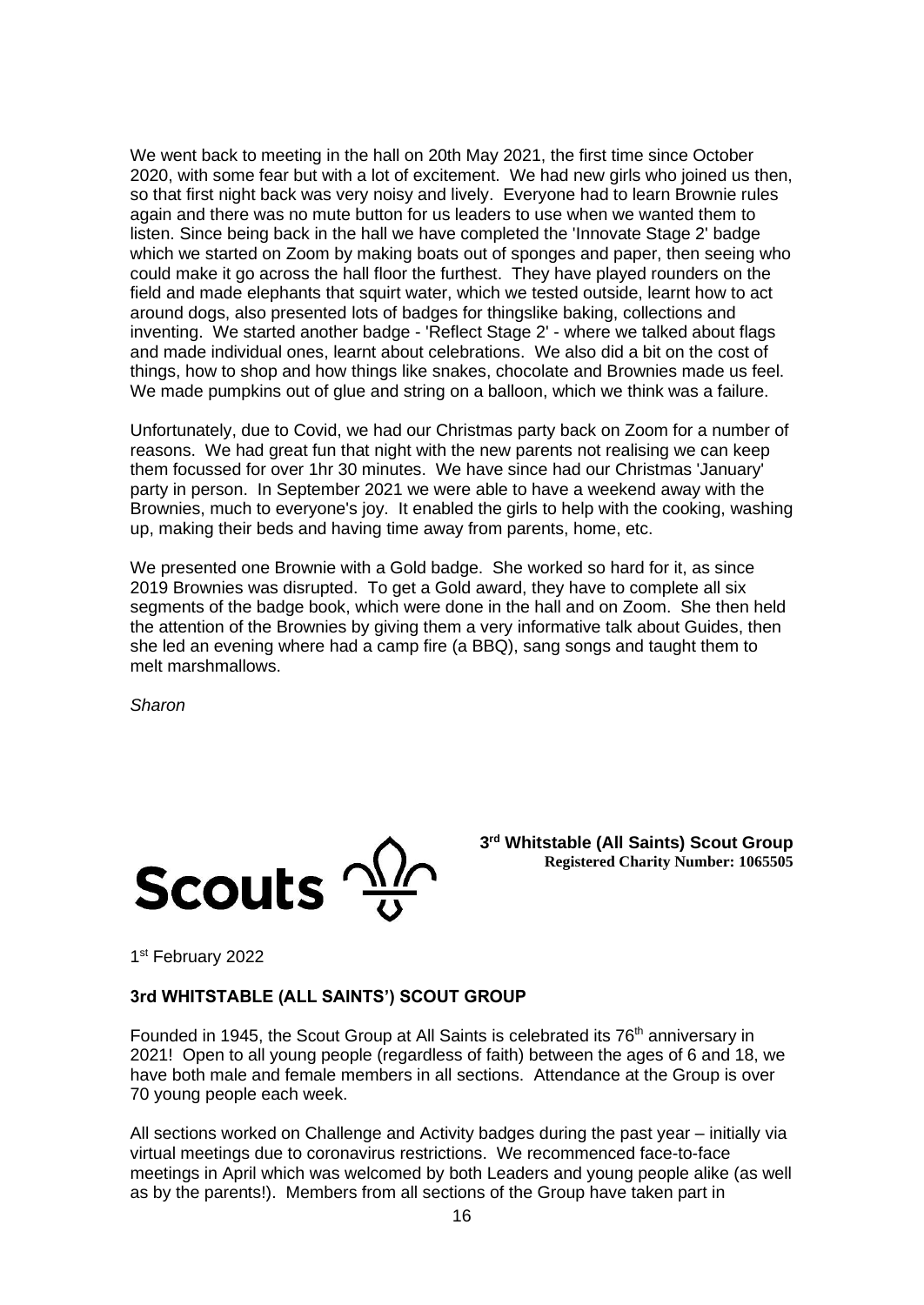We went back to meeting in the hall on 20th May 2021, the first time since October 2020, with some fear but with a lot of excitement. We had new girls who joined us then, so that first night back was very noisy and lively. Everyone had to learn Brownie rules again and there was no mute button for us leaders to use when we wanted them to listen. Since being back in the hall we have completed the 'Innovate Stage 2' badge which we started on Zoom by making boats out of sponges and paper, then seeing who could make it go across the hall floor the furthest. They have played rounders on the field and made elephants that squirt water, which we tested outside, learnt how to act around dogs, also presented lots of badges for thingslike baking, collections and inventing. We started another badge - 'Reflect Stage 2' - where we talked about flags and made individual ones, learnt about celebrations. We also did a bit on the cost of things, how to shop and how things like snakes, chocolate and Brownies made us feel. We made pumpkins out of glue and string on a balloon, which we think was a failure.

Unfortunately, due to Covid, we had our Christmas party back on Zoom for a number of reasons. We had great fun that night with the new parents not realising we can keep them focussed for over 1hr 30 minutes. We have since had our Christmas 'January' party in person. In September 2021 we were able to have a weekend away with the Brownies, much to everyone's joy. It enabled the girls to help with the cooking, washing up, making their beds and having time away from parents, home, etc.

We presented one Brownie with a Gold badge. She worked so hard for it, as since 2019 Brownies was disrupted. To get a Gold award, they have to complete all six segments of the badge book, which were done in the hall and on Zoom. She then held the attention of the Brownies by giving them a very informative talk about Guides, then she led an evening where had a camp fire (a BBQ), sang songs and taught them to melt marshmallows.

*Sharon*

**Scouts**

**3rd Whitstable (All Saints) Scout Group**
**Registered Charity Number: 1065505**

1st February 2022

### 3rd WHITSTABLE (ALL SAINTS') SCOUT GROUP

Founded in 1945, the Scout Group at All Saints is celebrated its 76th anniversary in 2021! Open to all young people (regardless of faith) between the ages of 6 and 18, we have both male and female members in all sections. Attendance at the Group is over 70 young people each week.

All sections worked on Challenge and Activity badges during the past year – initially via virtual meetings due to coronavirus restrictions. We recommenced face-to-face meetings in April which was welcomed by both Leaders and young people alike (as well as by the parents!). Members from all sections of the Group have taken part in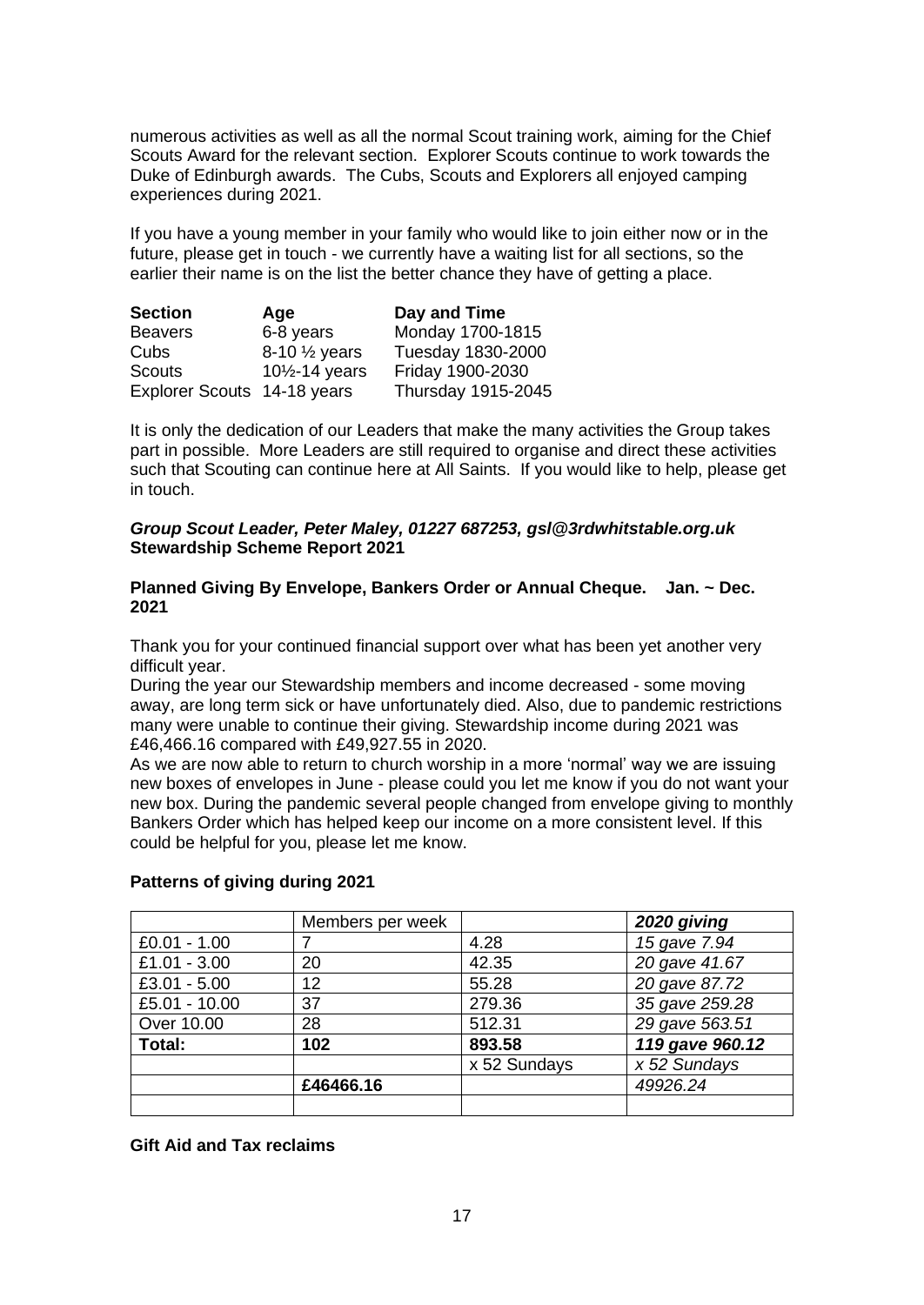numerous activities as well as all the normal Scout training work, aiming for the Chief Scouts Award for the relevant section. Explorer Scouts continue to work towards the Duke of Edinburgh awards. The Cubs, Scouts and Explorers all enjoyed camping experiences during 2021.

If you have a young member in your family who would like to join either now or in the future, please get in touch - we currently have a waiting list for all sections, so the earlier their name is on the list the better chance they have of getting a place.

| **Section** | **Age** | **Day and Time** |
|---|---|---|
| Beavers | 6-8 years | Monday 1700-1815 |
| Cubs | 8-10 ½ years | Tuesday 1830-2000 |
| Scouts | 10½-14 years | Friday 1900-2030 |
| Explorer Scouts | 14-18 years | Thursday 1915-2045 |

It is only the dedication of our Leaders that make the many activities the Group takes part in possible. More Leaders are still required to organise and direct these activities such that Scouting can continue here at All Saints. If you would like to help, please get in touch.

***Group Scout Leader, Peter Maley, 01227 687253, gsl@3rdwhitstable.org.uk***

## Stewardship Scheme Report 2021

**Planned Giving By Envelope, Bankers Order or Annual Cheque. Jan. ~ Dec. 2021**

Thank you for your continued financial support over what has been yet another very difficult year.

During the year our Stewardship members and income decreased - some moving away, are long term sick or have unfortunately died. Also, due to pandemic restrictions many were unable to continue their giving. Stewardship income during 2021 was £46,466.16 compared with £49,927.55 in 2020.

As we are now able to return to church worship in a more 'normal' way we are issuing new boxes of envelopes in June - please could you let me know if you do not want your new box. During the pandemic several people changed from envelope giving to monthly Bankers Order which has helped keep our income on a more consistent level. If this could be helpful for you, please let me know.

### Patterns of giving during 2021

| | Members per week | | ***2020 giving*** |
|---|---|---|---|
| £0.01 - 1.00 | 7 | 4.28 | *15 gave 7.94* |
| £1.01 - 3.00 | 20 | 42.35 | *20 gave 41.67* |
| £3.01 - 5.00 | 12 | 55.28 | *20 gave 87.72* |
| £5.01 - 10.00 | 37 | 279.36 | *35 gave 259.28* |
| Over 10.00 | 28 | 512.31 | *29 gave 563.51* |
| **Total:** | **102** | **893.58** | ***119 gave 960.12*** |
| | | x 52 Sundays | *x 52 Sundays* |
| | **£46466.16** | | *49926.24* |
| | | | |

**Gift Aid and Tax reclaims**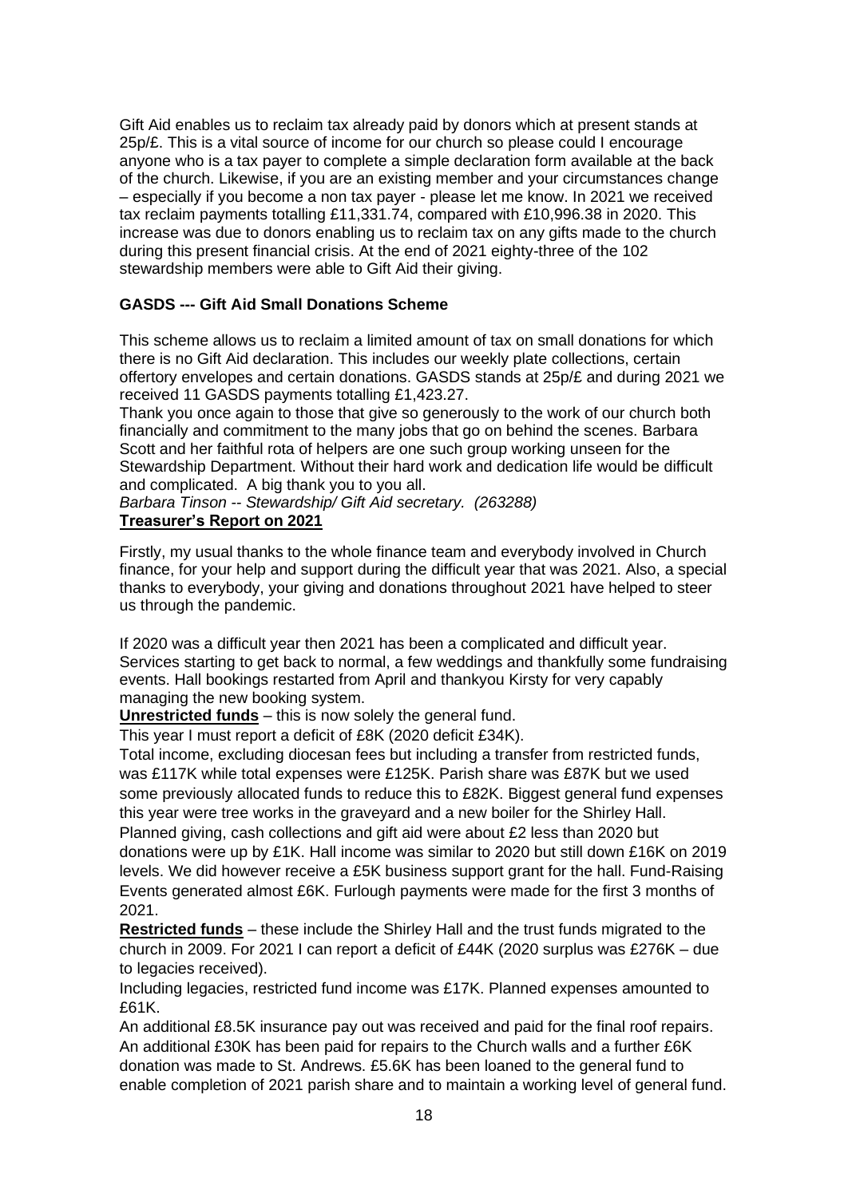Gift Aid enables us to reclaim tax already paid by donors which at present stands at 25p/£. This is a vital source of income for our church so please could I encourage anyone who is a tax payer to complete a simple declaration form available at the back of the church. Likewise, if you are an existing member and your circumstances change – especially if you become a non tax payer - please let me know. In 2021 we received tax reclaim payments totalling £11,331.74, compared with £10,996.38 in 2020. This increase was due to donors enabling us to reclaim tax on any gifts made to the church during this present financial crisis. At the end of 2021 eighty-three of the 102 stewardship members were able to Gift Aid their giving.

**GASDS --- Gift Aid Small Donations Scheme**

This scheme allows us to reclaim a limited amount of tax on small donations for which there is no Gift Aid declaration. This includes our weekly plate collections, certain offertory envelopes and certain donations. GASDS stands at 25p/£ and during 2021 we received 11 GASDS payments totalling £1,423.27.

Thank you once again to those that give so generously to the work of our church both financially and commitment to the many jobs that go on behind the scenes. Barbara Scott and her faithful rota of helpers are one such group working unseen for the Stewardship Department. Without their hard work and dedication life would be difficult and complicated. A big thank you to you all.

*Barbara Tinson -- Stewardship/ Gift Aid secretary. (263288)*

**Treasurer's Report on 2021**

Firstly, my usual thanks to the whole finance team and everybody involved in Church finance, for your help and support during the difficult year that was 2021. Also, a special thanks to everybody, your giving and donations throughout 2021 have helped to steer us through the pandemic.

If 2020 was a difficult year then 2021 has been a complicated and difficult year. Services starting to get back to normal, a few weddings and thankfully some fundraising events. Hall bookings restarted from April and thankyou Kirsty for very capably managing the new booking system.

**Unrestricted funds** – this is now solely the general fund.

This year I must report a deficit of £8K (2020 deficit £34K).

Total income, excluding diocesan fees but including a transfer from restricted funds, was £117K while total expenses were £125K. Parish share was £87K but we used some previously allocated funds to reduce this to £82K. Biggest general fund expenses this year were tree works in the graveyard and a new boiler for the Shirley Hall. Planned giving, cash collections and gift aid were about £2 less than 2020 but donations were up by £1K. Hall income was similar to 2020 but still down £16K on 2019 levels. We did however receive a £5K business support grant for the hall. Fund-Raising Events generated almost £6K. Furlough payments were made for the first 3 months of 2021.

**Restricted funds** – these include the Shirley Hall and the trust funds migrated to the church in 2009. For 2021 I can report a deficit of £44K (2020 surplus was £276K – due to legacies received).

Including legacies, restricted fund income was £17K. Planned expenses amounted to £61K.

An additional £8.5K insurance pay out was received and paid for the final roof repairs. An additional £30K has been paid for repairs to the Church walls and a further £6K donation was made to St. Andrews. £5.6K has been loaned to the general fund to enable completion of 2021 parish share and to maintain a working level of general fund.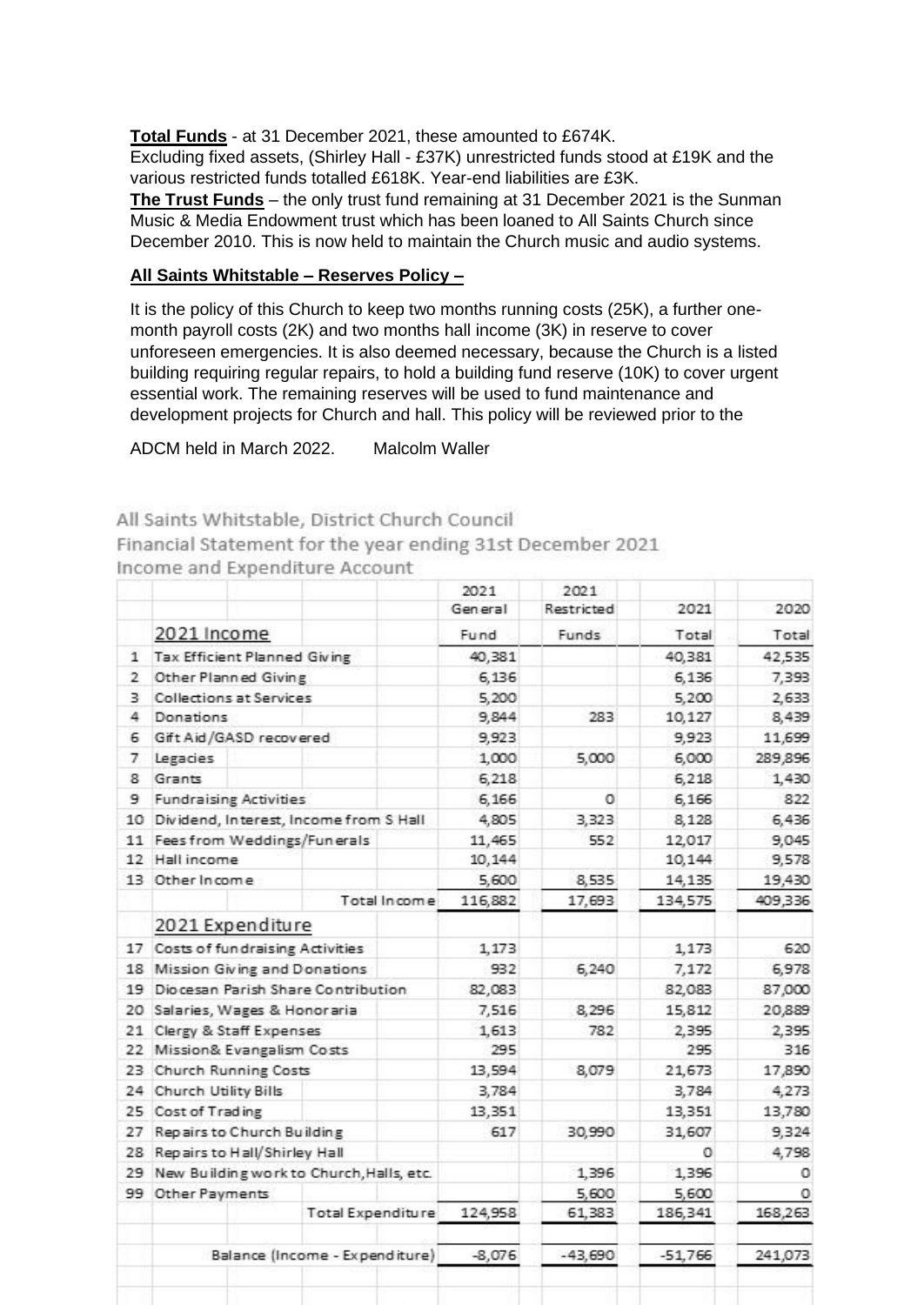**Total Funds** - at 31 December 2021, these amounted to £674K.
Excluding fixed assets, (Shirley Hall - £37K) unrestricted funds stood at £19K and the various restricted funds totalled £618K. Year-end liabilities are £3K.
**The Trust Funds** – the only trust fund remaining at 31 December 2021 is the Sunman Music & Media Endowment trust which has been loaned to All Saints Church since December 2010. This is now held to maintain the Church music and audio systems.

**All Saints Whitstable – Reserves Policy –**

It is the policy of this Church to keep two months running costs (25K), a further one-month payroll costs (2K) and two months hall income (3K) in reserve to cover unforeseen emergencies. It is also deemed necessary, because the Church is a listed building requiring regular repairs, to hold a building fund reserve (10K) to cover urgent essential work. The remaining reserves will be used to fund maintenance and development projects for Church and hall. This policy will be reviewed prior to the

ADCM held in March 2022. Malcolm Waller

All Saints Whitstable, District Church Council
Financial Statement for the year ending 31st December 2021
Income and Expenditure Account

| | | 2021 General Fund | 2021 Restricted Funds | 2021 Total | 2020 Total |
|---|---|---|---|---|---|
| | **2021 Income** | | | | |
| 1 | Tax Efficient Planned Giving | 40,381 | | 40,381 | 42,535 |
| 2 | Other Planned Giving | 6,136 | | 6,136 | 7,393 |
| 3 | Collections at Services | 5,200 | | 5,200 | 2,633 |
| 4 | Donations | 9,844 | 283 | 10,127 | 8,439 |
| 6 | Gift Aid/GASD recovered | 9,923 | | 9,923 | 11,699 |
| 7 | Legacies | 1,000 | 5,000 | 6,000 | 289,896 |
| 8 | Grants | 6,218 | | 6,218 | 1,430 |
| 9 | Fundraising Activities | 6,166 | 0 | 6,166 | 822 |
| 10 | Dividend, Interest, Income from S Hall | 4,805 | 3,323 | 8,128 | 6,436 |
| 11 | Fees from Weddings/Funerals | 11,465 | 552 | 12,017 | 9,045 |
| 12 | Hall income | 10,144 | | 10,144 | 9,578 |
| 13 | Other Income | 5,600 | 8,535 | 14,135 | 19,430 |
| | Total Income | 116,882 | 17,693 | 134,575 | 409,336 |
| | **2021 Expenditure** | | | | |
| 17 | Costs of fundraising Activities | 1,173 | | 1,173 | 620 |
| 18 | Mission Giving and Donations | 932 | 6,240 | 7,172 | 6,978 |
| 19 | Diocesan Parish Share Contribution | 82,083 | | 82,083 | 87,000 |
| 20 | Salaries, Wages & Honoraria | 7,516 | 8,296 | 15,812 | 20,889 |
| 21 | Clergy & Staff Expenses | 1,613 | 782 | 2,395 | 2,395 |
| 22 | Mission& Evangalism Costs | 295 | | 295 | 316 |
| 23 | Church Running Costs | 13,594 | 8,079 | 21,673 | 17,890 |
| 24 | Church Utility Bills | 3,784 | | 3,784 | 4,273 |
| 25 | Cost of Trading | 13,351 | | 13,351 | 13,780 |
| 27 | Repairs to Church Building | 617 | 30,990 | 31,607 | 9,324 |
| 28 | Repairs to Hall/Shirley Hall | | | 0 | 4,798 |
| 29 | New Building work to Church, Halls, etc. | | 1,396 | 1,396 | 0 |
| 99 | Other Payments | | 5,600 | 5,600 | 0 |
| | Total Expenditure | 124,958 | 61,383 | 186,341 | 168,263 |
| | Balance (Income - Expenditure) | -8,076 | -43,690 | -51,766 | 241,073 |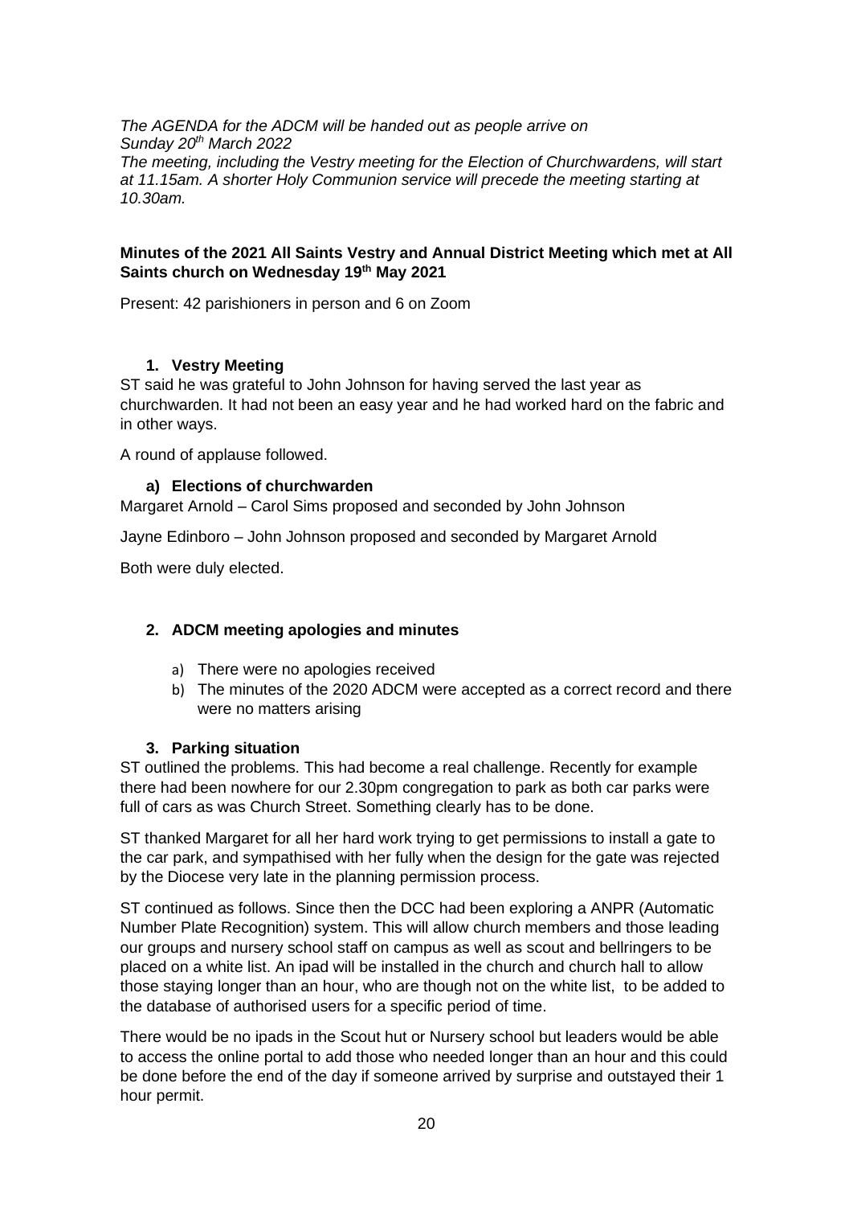*The AGENDA for the ADCM will be handed out as people arrive on Sunday 20th March 2022*
*The meeting, including the Vestry meeting for the Election of Churchwardens, will start at 11.15am. A shorter Holy Communion service will precede the meeting starting at 10.30am.*

**Minutes of the 2021 All Saints Vestry and Annual District Meeting which met at All Saints church on Wednesday 19th May 2021**

Present: 42 parishioners in person and 6 on Zoom

### 1. Vestry Meeting

ST said he was grateful to John Johnson for having served the last year as churchwarden. It had not been an easy year and he had worked hard on the fabric and in other ways.

A round of applause followed.

#### a) Elections of churchwarden

Margaret Arnold – Carol Sims proposed and seconded by John Johnson

Jayne Edinboro – John Johnson proposed and seconded by Margaret Arnold

Both were duly elected.

### 2. ADCM meeting apologies and minutes

a) There were no apologies received
b) The minutes of the 2020 ADCM were accepted as a correct record and there were no matters arising

### 3. Parking situation

ST outlined the problems. This had become a real challenge. Recently for example there had been nowhere for our 2.30pm congregation to park as both car parks were full of cars as was Church Street. Something clearly has to be done.

ST thanked Margaret for all her hard work trying to get permissions to install a gate to the car park, and sympathised with her fully when the design for the gate was rejected by the Diocese very late in the planning permission process.

ST continued as follows. Since then the DCC had been exploring a ANPR (Automatic Number Plate Recognition) system. This will allow church members and those leading our groups and nursery school staff on campus as well as scout and bellringers to be placed on a white list. An ipad will be installed in the church and church hall to allow those staying longer than an hour, who are though not on the white list, to be added to the database of authorised users for a specific period of time.

There would be no ipads in the Scout hut or Nursery school but leaders would be able to access the online portal to add those who needed longer than an hour and this could be done before the end of the day if someone arrived by surprise and outstayed their 1 hour permit.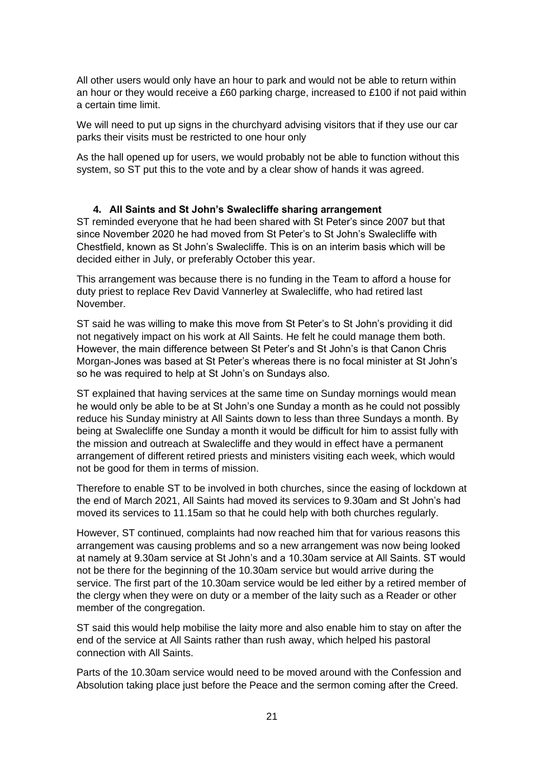All other users would only have an hour to park and would not be able to return within an hour or they would receive a £60 parking charge, increased to £100 if not paid within a certain time limit.

We will need to put up signs in the churchyard advising visitors that if they use our car parks their visits must be restricted to one hour only

As the hall opened up for users, we would probably not be able to function without this system, so ST put this to the vote and by a clear show of hands it was agreed.

### 4. All Saints and St John's Swalecliffe sharing arrangement

ST reminded everyone that he had been shared with St Peter's since 2007 but that since November 2020 he had moved from St Peter's to St John's Swalecliffe with Chestfield, known as St John's Swalecliffe. This is on an interim basis which will be decided either in July, or preferably October this year.

This arrangement was because there is no funding in the Team to afford a house for duty priest to replace Rev David Vannerley at Swalecliffe, who had retired last November.

ST said he was willing to make this move from St Peter's to St John's providing it did not negatively impact on his work at All Saints. He felt he could manage them both. However, the main difference between St Peter's and St John's is that Canon Chris Morgan-Jones was based at St Peter's whereas there is no focal minister at St John's so he was required to help at St John's on Sundays also.

ST explained that having services at the same time on Sunday mornings would mean he would only be able to be at St John's one Sunday a month as he could not possibly reduce his Sunday ministry at All Saints down to less than three Sundays a month. By being at Swalecliffe one Sunday a month it would be difficult for him to assist fully with the mission and outreach at Swalecliffe and they would in effect have a permanent arrangement of different retired priests and ministers visiting each week, which would not be good for them in terms of mission.

Therefore to enable ST to be involved in both churches, since the easing of lockdown at the end of March 2021, All Saints had moved its services to 9.30am and St John's had moved its services to 11.15am so that he could help with both churches regularly.

However, ST continued, complaints had now reached him that for various reasons this arrangement was causing problems and so a new arrangement was now being looked at namely at 9.30am service at St John's and a 10.30am service at All Saints. ST would not be there for the beginning of the 10.30am service but would arrive during the service. The first part of the 10.30am service would be led either by a retired member of the clergy when they were on duty or a member of the laity such as a Reader or other member of the congregation.

ST said this would help mobilise the laity more and also enable him to stay on after the end of the service at All Saints rather than rush away, which helped his pastoral connection with All Saints.

Parts of the 10.30am service would need to be moved around with the Confession and Absolution taking place just before the Peace and the sermon coming after the Creed.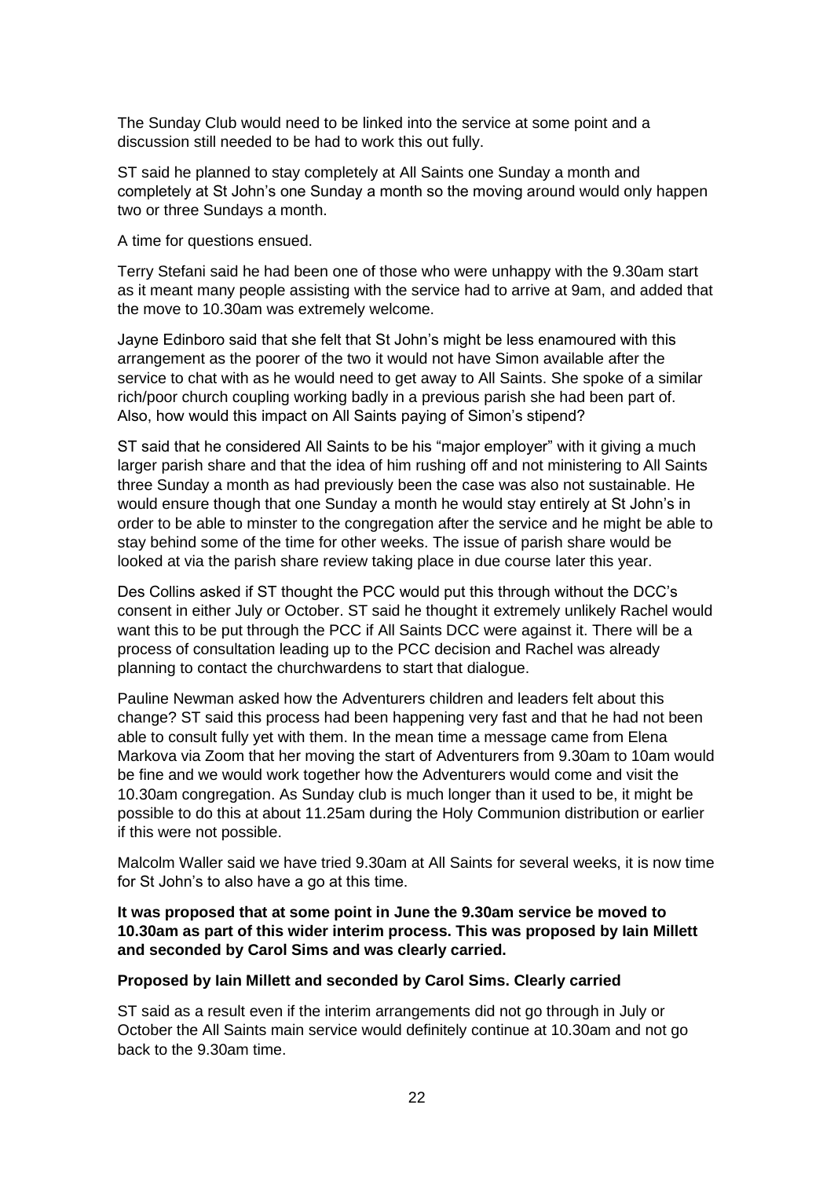The Sunday Club would need to be linked into the service at some point and a discussion still needed to be had to work this out fully.

ST said he planned to stay completely at All Saints one Sunday a month and completely at St John's one Sunday a month so the moving around would only happen two or three Sundays a month.

A time for questions ensued.

Terry Stefani said he had been one of those who were unhappy with the 9.30am start as it meant many people assisting with the service had to arrive at 9am, and added that the move to 10.30am was extremely welcome.

Jayne Edinboro said that she felt that St John's might be less enamoured with this arrangement as the poorer of the two it would not have Simon available after the service to chat with as he would need to get away to All Saints. She spoke of a similar rich/poor church coupling working badly in a previous parish she had been part of. Also, how would this impact on All Saints paying of Simon's stipend?

ST said that he considered All Saints to be his "major employer" with it giving a much larger parish share and that the idea of him rushing off and not ministering to All Saints three Sunday a month as had previously been the case was also not sustainable. He would ensure though that one Sunday a month he would stay entirely at St John's in order to be able to minster to the congregation after the service and he might be able to stay behind some of the time for other weeks. The issue of parish share would be looked at via the parish share review taking place in due course later this year.

Des Collins asked if ST thought the PCC would put this through without the DCC's consent in either July or October. ST said he thought it extremely unlikely Rachel would want this to be put through the PCC if All Saints DCC were against it. There will be a process of consultation leading up to the PCC decision and Rachel was already planning to contact the churchwardens to start that dialogue.

Pauline Newman asked how the Adventurers children and leaders felt about this change? ST said this process had been happening very fast and that he had not been able to consult fully yet with them. In the mean time a message came from Elena Markova via Zoom that her moving the start of Adventurers from 9.30am to 10am would be fine and we would work together how the Adventurers would come and visit the 10.30am congregation. As Sunday club is much longer than it used to be, it might be possible to do this at about 11.25am during the Holy Communion distribution or earlier if this were not possible.

Malcolm Waller said we have tried 9.30am at All Saints for several weeks, it is now time for St John's to also have a go at this time.

**It was proposed that at some point in June the 9.30am service be moved to 10.30am as part of this wider interim process. This was proposed by Iain Millett and seconded by Carol Sims and was clearly carried.**

**Proposed by Iain Millett and seconded by Carol Sims. Clearly carried**

ST said as a result even if the interim arrangements did not go through in July or October the All Saints main service would definitely continue at 10.30am and not go back to the 9.30am time.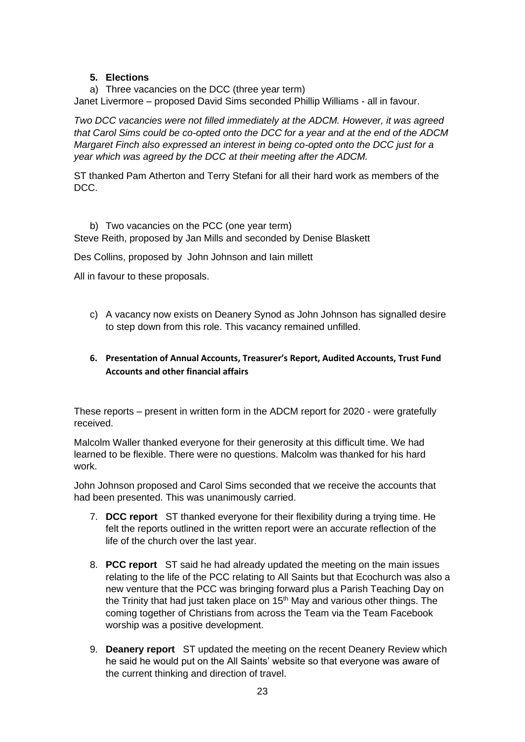5. **Elections**

a) Three vacancies on the DCC (three year term)

Janet Livermore – proposed David Sims seconded Phillip Williams - all in favour.

*Two DCC vacancies were not filled immediately at the ADCM. However, it was agreed that Carol Sims could be co-opted onto the DCC for a year and at the end of the ADCM Margaret Finch also expressed an interest in being co-opted onto the DCC just for a year which was agreed by the DCC at their meeting after the ADCM.*

ST thanked Pam Atherton and Terry Stefani for all their hard work as members of the DCC.

b) Two vacancies on the PCC (one year term)

Steve Reith, proposed by Jan Mills and seconded by Denise Blaskett

Des Collins, proposed by John Johnson and Iain millett

All in favour to these proposals.

c) A vacancy now exists on Deanery Synod as John Johnson has signalled desire to step down from this role. This vacancy remained unfilled.

6. **Presentation of Annual Accounts, Treasurer's Report, Audited Accounts, Trust Fund Accounts and other financial affairs**

These reports – present in written form in the ADCM report for 2020 - were gratefully received.

Malcolm Waller thanked everyone for their generosity at this difficult time. We had learned to be flexible. There were no questions. Malcolm was thanked for his hard work.

John Johnson proposed and Carol Sims seconded that we receive the accounts that had been presented. This was unanimously carried.

7. **DCC report** ST thanked everyone for their flexibility during a trying time. He felt the reports outlined in the written report were an accurate reflection of the life of the church over the last year.

8. **PCC report** ST said he had already updated the meeting on the main issues relating to the life of the PCC relating to All Saints but that Ecochurch was also a new venture that the PCC was bringing forward plus a Parish Teaching Day on the Trinity that had just taken place on 15th May and various other things. The coming together of Christians from across the Team via the Team Facebook worship was a positive development.

9. **Deanery report** ST updated the meeting on the recent Deanery Review which he said he would put on the All Saints' website so that everyone was aware of the current thinking and direction of travel.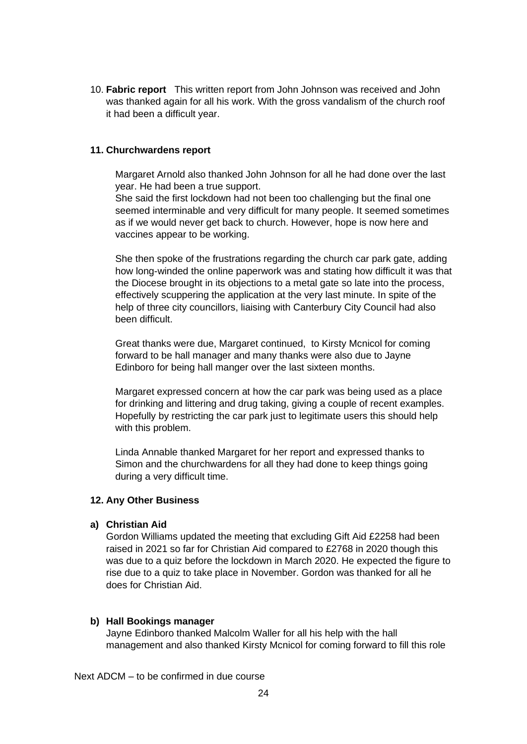10. **Fabric report** This written report from John Johnson was received and John was thanked again for all his work. With the gross vandalism of the church roof it had been a difficult year.

**11. Churchwardens report**

Margaret Arnold also thanked John Johnson for all he had done over the last year. He had been a true support.
She said the first lockdown had not been too challenging but the final one seemed interminable and very difficult for many people. It seemed sometimes as if we would never get back to church. However, hope is now here and vaccines appear to be working.

She then spoke of the frustrations regarding the church car park gate, adding how long-winded the online paperwork was and stating how difficult it was that the Diocese brought in its objections to a metal gate so late into the process, effectively scuppering the application at the very last minute. In spite of the help of three city councillors, liaising with Canterbury City Council had also been difficult.

Great thanks were due, Margaret continued, to Kirsty Mcnicol for coming forward to be hall manager and many thanks were also due to Jayne Edinboro for being hall manger over the last sixteen months.

Margaret expressed concern at how the car park was being used as a place for drinking and littering and drug taking, giving a couple of recent examples. Hopefully by restricting the car park just to legitimate users this should help with this problem.

Linda Annable thanked Margaret for her report and expressed thanks to Simon and the churchwardens for all they had done to keep things going during a very difficult time.

**12. Any Other Business**

**a) Christian Aid**
Gordon Williams updated the meeting that excluding Gift Aid £2258 had been raised in 2021 so far for Christian Aid compared to £2768 in 2020 though this was due to a quiz before the lockdown in March 2020. He expected the figure to rise due to a quiz to take place in November. Gordon was thanked for all he does for Christian Aid.

**b) Hall Bookings manager**
Jayne Edinboro thanked Malcolm Waller for all his help with the hall management and also thanked Kirsty Mcnicol for coming forward to fill this role

Next ADCM – to be confirmed in due course